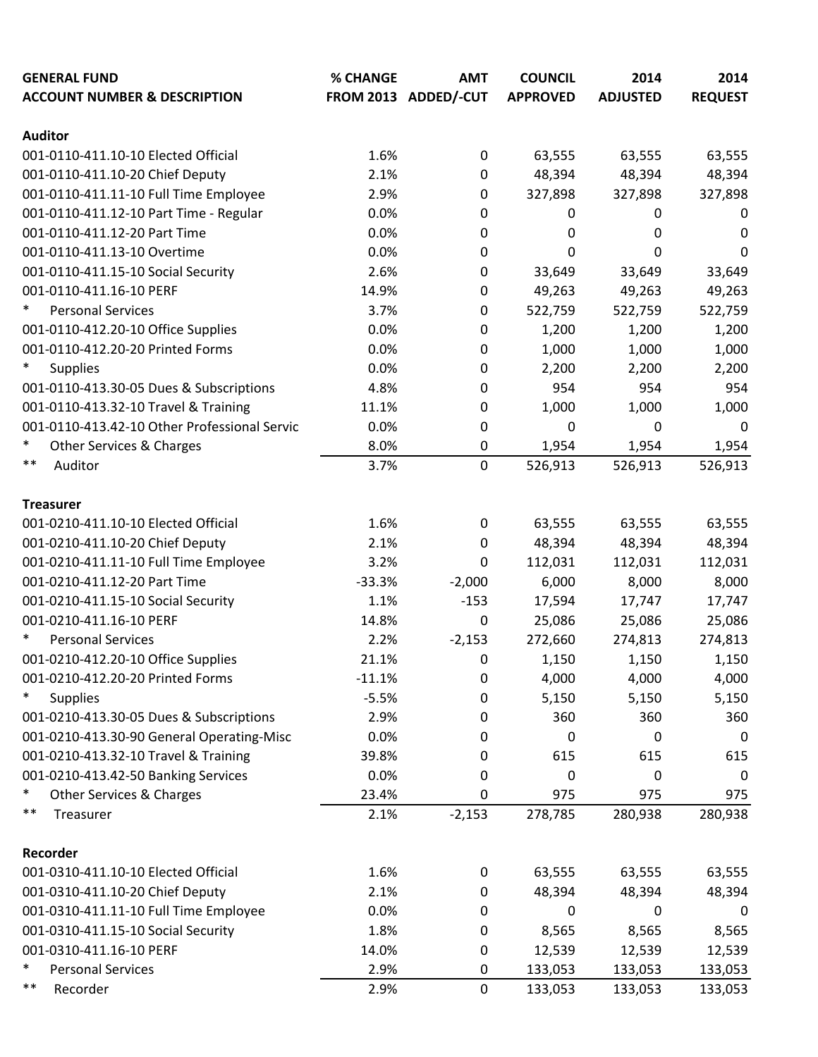| GENERAL FUND<br>ACCOUNT NUMBER & DESCRIPTION | % CHANGE<br>FROM 2013 | AMT<br>ADDED/-CUT | COUNCIL<br>APPROVED | 2014<br>ADJUSTED | 2014<br>REQUEST |
|---|---|---|---|---|---|
| **Auditor** | | | | | |
| 001-0110-411.10-10 Elected Official | 1.6% | 0 | 63,555 | 63,555 | 63,555 |
| 001-0110-411.10-20 Chief Deputy | 2.1% | 0 | 48,394 | 48,394 | 48,394 |
| 001-0110-411.11-10 Full Time Employee | 2.9% | 0 | 327,898 | 327,898 | 327,898 |
| 001-0110-411.12-10 Part Time - Regular | 0.0% | 0 | 0 | 0 | 0 |
| 001-0110-411.12-20 Part Time | 0.0% | 0 | 0 | 0 | 0 |
| 001-0110-411.13-10 Overtime | 0.0% | 0 | 0 | 0 | 0 |
| 001-0110-411.15-10 Social Security | 2.6% | 0 | 33,649 | 33,649 | 33,649 |
| 001-0110-411.16-10 PERF | 14.9% | 0 | 49,263 | 49,263 | 49,263 |
| * Personal Services | 3.7% | 0 | 522,759 | 522,759 | 522,759 |
| 001-0110-412.20-10 Office Supplies | 0.0% | 0 | 1,200 | 1,200 | 1,200 |
| 001-0110-412.20-20 Printed Forms | 0.0% | 0 | 1,000 | 1,000 | 1,000 |
| * Supplies | 0.0% | 0 | 2,200 | 2,200 | 2,200 |
| 001-0110-413.30-05 Dues & Subscriptions | 4.8% | 0 | 954 | 954 | 954 |
| 001-0110-413.32-10 Travel & Training | 11.1% | 0 | 1,000 | 1,000 | 1,000 |
| 001-0110-413.42-10 Other Professional Servic | 0.0% | 0 | 0 | 0 | 0 |
| * Other Services & Charges | 8.0% | 0 | 1,954 | 1,954 | 1,954 |
| ** Auditor | 3.7% | 0 | 526,913 | 526,913 | 526,913 |
| **Treasurer** | | | | | |
| 001-0210-411.10-10 Elected Official | 1.6% | 0 | 63,555 | 63,555 | 63,555 |
| 001-0210-411.10-20 Chief Deputy | 2.1% | 0 | 48,394 | 48,394 | 48,394 |
| 001-0210-411.11-10 Full Time Employee | 3.2% | 0 | 112,031 | 112,031 | 112,031 |
| 001-0210-411.12-20 Part Time | -33.3% | -2,000 | 6,000 | 8,000 | 8,000 |
| 001-0210-411.15-10 Social Security | 1.1% | -153 | 17,594 | 17,747 | 17,747 |
| 001-0210-411.16-10 PERF | 14.8% | 0 | 25,086 | 25,086 | 25,086 |
| * Personal Services | 2.2% | -2,153 | 272,660 | 274,813 | 274,813 |
| 001-0210-412.20-10 Office Supplies | 21.1% | 0 | 1,150 | 1,150 | 1,150 |
| 001-0210-412.20-20 Printed Forms | -11.1% | 0 | 4,000 | 4,000 | 4,000 |
| * Supplies | -5.5% | 0 | 5,150 | 5,150 | 5,150 |
| 001-0210-413.30-05 Dues & Subscriptions | 2.9% | 0 | 360 | 360 | 360 |
| 001-0210-413.30-90 General Operating-Misc | 0.0% | 0 | 0 | 0 | 0 |
| 001-0210-413.32-10 Travel & Training | 39.8% | 0 | 615 | 615 | 615 |
| 001-0210-413.42-50 Banking Services | 0.0% | 0 | 0 | 0 | 0 |
| * Other Services & Charges | 23.4% | 0 | 975 | 975 | 975 |
| ** Treasurer | 2.1% | -2,153 | 278,785 | 280,938 | 280,938 |
| **Recorder** | | | | | |
| 001-0310-411.10-10 Elected Official | 1.6% | 0 | 63,555 | 63,555 | 63,555 |
| 001-0310-411.10-20 Chief Deputy | 2.1% | 0 | 48,394 | 48,394 | 48,394 |
| 001-0310-411.11-10 Full Time Employee | 0.0% | 0 | 0 | 0 | 0 |
| 001-0310-411.15-10 Social Security | 1.8% | 0 | 8,565 | 8,565 | 8,565 |
| 001-0310-411.16-10 PERF | 14.0% | 0 | 12,539 | 12,539 | 12,539 |
| * Personal Services | 2.9% | 0 | 133,053 | 133,053 | 133,053 |
| ** Recorder | 2.9% | 0 | 133,053 | 133,053 | 133,053 |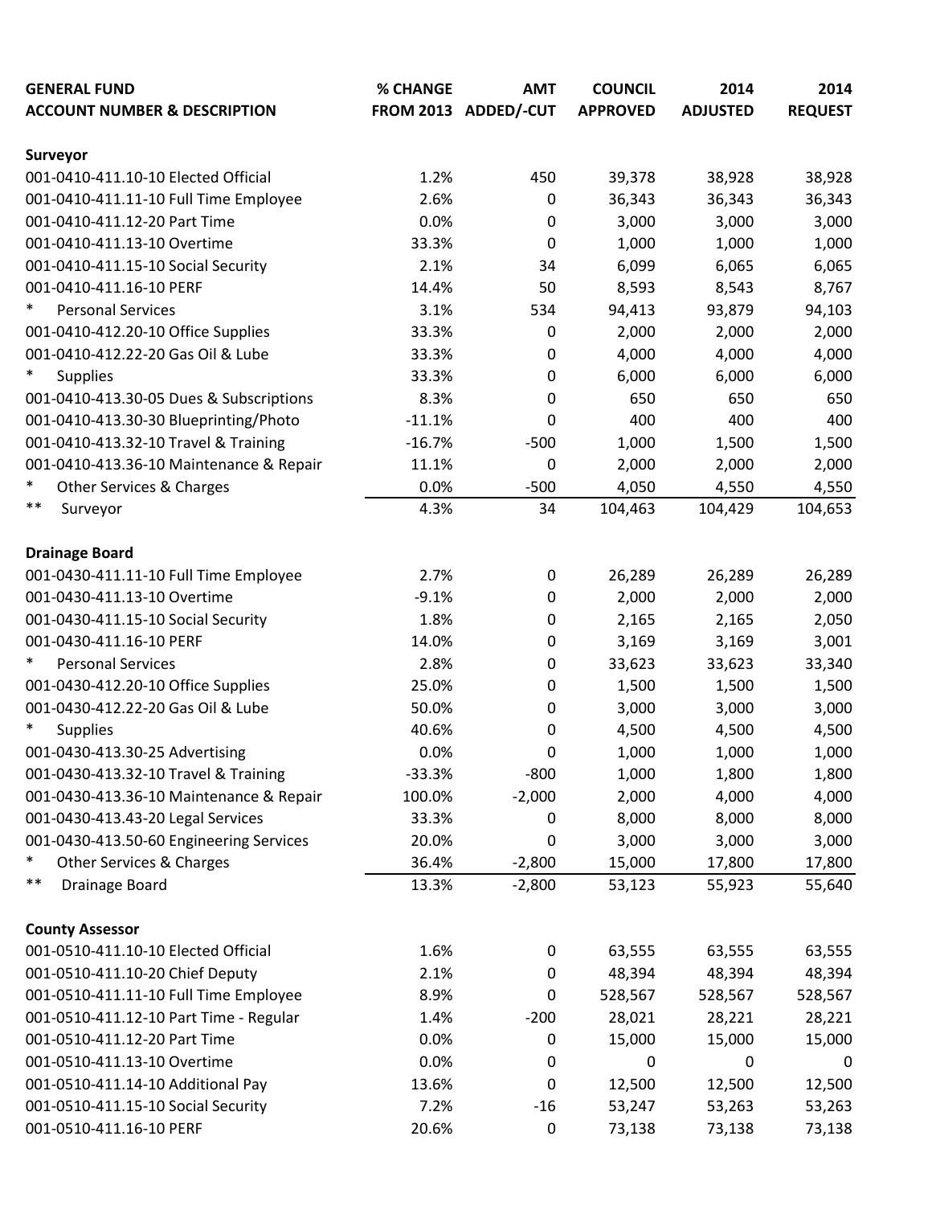| GENERAL FUND<br>ACCOUNT NUMBER & DESCRIPTION | % CHANGE<br>FROM 2013 | AMT<br>ADDED/-CUT | COUNCIL<br>APPROVED | 2014<br>ADJUSTED | 2014<br>REQUEST |
|---|---|---|---|---|---|
| **Surveyor** | | | | | |
| 001-0410-411.10-10 Elected Official | 1.2% | 450 | 39,378 | 38,928 | 38,928 |
| 001-0410-411.11-10 Full Time Employee | 2.6% | 0 | 36,343 | 36,343 | 36,343 |
| 001-0410-411.12-20 Part Time | 0.0% | 0 | 3,000 | 3,000 | 3,000 |
| 001-0410-411.13-10 Overtime | 33.3% | 0 | 1,000 | 1,000 | 1,000 |
| 001-0410-411.15-10 Social Security | 2.1% | 34 | 6,099 | 6,065 | 6,065 |
| 001-0410-411.16-10 PERF | 14.4% | 50 | 8,593 | 8,543 | 8,767 |
| * Personal Services | 3.1% | 534 | 94,413 | 93,879 | 94,103 |
| 001-0410-412.20-10 Office Supplies | 33.3% | 0 | 2,000 | 2,000 | 2,000 |
| 001-0410-412.22-20 Gas Oil & Lube | 33.3% | 0 | 4,000 | 4,000 | 4,000 |
| * Supplies | 33.3% | 0 | 6,000 | 6,000 | 6,000 |
| 001-0410-413.30-05 Dues & Subscriptions | 8.3% | 0 | 650 | 650 | 650 |
| 001-0410-413.30-30 Blueprinting/Photo | -11.1% | 0 | 400 | 400 | 400 |
| 001-0410-413.32-10 Travel & Training | -16.7% | -500 | 1,000 | 1,500 | 1,500 |
| 001-0410-413.36-10 Maintenance & Repair | 11.1% | 0 | 2,000 | 2,000 | 2,000 |
| * Other Services & Charges | 0.0% | -500 | 4,050 | 4,550 | 4,550 |
| ** Surveyor | 4.3% | 34 | 104,463 | 104,429 | 104,653 |
| **Drainage Board** | | | | | |
| 001-0430-411.11-10 Full Time Employee | 2.7% | 0 | 26,289 | 26,289 | 26,289 |
| 001-0430-411.13-10 Overtime | -9.1% | 0 | 2,000 | 2,000 | 2,000 |
| 001-0430-411.15-10 Social Security | 1.8% | 0 | 2,165 | 2,165 | 2,050 |
| 001-0430-411.16-10 PERF | 14.0% | 0 | 3,169 | 3,169 | 3,001 |
| * Personal Services | 2.8% | 0 | 33,623 | 33,623 | 33,340 |
| 001-0430-412.20-10 Office Supplies | 25.0% | 0 | 1,500 | 1,500 | 1,500 |
| 001-0430-412.22-20 Gas Oil & Lube | 50.0% | 0 | 3,000 | 3,000 | 3,000 |
| * Supplies | 40.6% | 0 | 4,500 | 4,500 | 4,500 |
| 001-0430-413.30-25 Advertising | 0.0% | 0 | 1,000 | 1,000 | 1,000 |
| 001-0430-413.32-10 Travel & Training | -33.3% | -800 | 1,000 | 1,800 | 1,800 |
| 001-0430-413.36-10 Maintenance & Repair | 100.0% | -2,000 | 2,000 | 4,000 | 4,000 |
| 001-0430-413.43-20 Legal Services | 33.3% | 0 | 8,000 | 8,000 | 8,000 |
| 001-0430-413.50-60 Engineering Services | 20.0% | 0 | 3,000 | 3,000 | 3,000 |
| * Other Services & Charges | 36.4% | -2,800 | 15,000 | 17,800 | 17,800 |
| ** Drainage Board | 13.3% | -2,800 | 53,123 | 55,923 | 55,640 |
| **County Assessor** | | | | | |
| 001-0510-411.10-10 Elected Official | 1.6% | 0 | 63,555 | 63,555 | 63,555 |
| 001-0510-411.10-20 Chief Deputy | 2.1% | 0 | 48,394 | 48,394 | 48,394 |
| 001-0510-411.11-10 Full Time Employee | 8.9% | 0 | 528,567 | 528,567 | 528,567 |
| 001-0510-411.12-10 Part Time - Regular | 1.4% | -200 | 28,021 | 28,221 | 28,221 |
| 001-0510-411.12-20 Part Time | 0.0% | 0 | 15,000 | 15,000 | 15,000 |
| 001-0510-411.13-10 Overtime | 0.0% | 0 | 0 | 0 | 0 |
| 001-0510-411.14-10 Additional Pay | 13.6% | 0 | 12,500 | 12,500 | 12,500 |
| 001-0510-411.15-10 Social Security | 7.2% | -16 | 53,247 | 53,263 | 53,263 |
| 001-0510-411.16-10 PERF | 20.6% | 0 | 73,138 | 73,138 | 73,138 |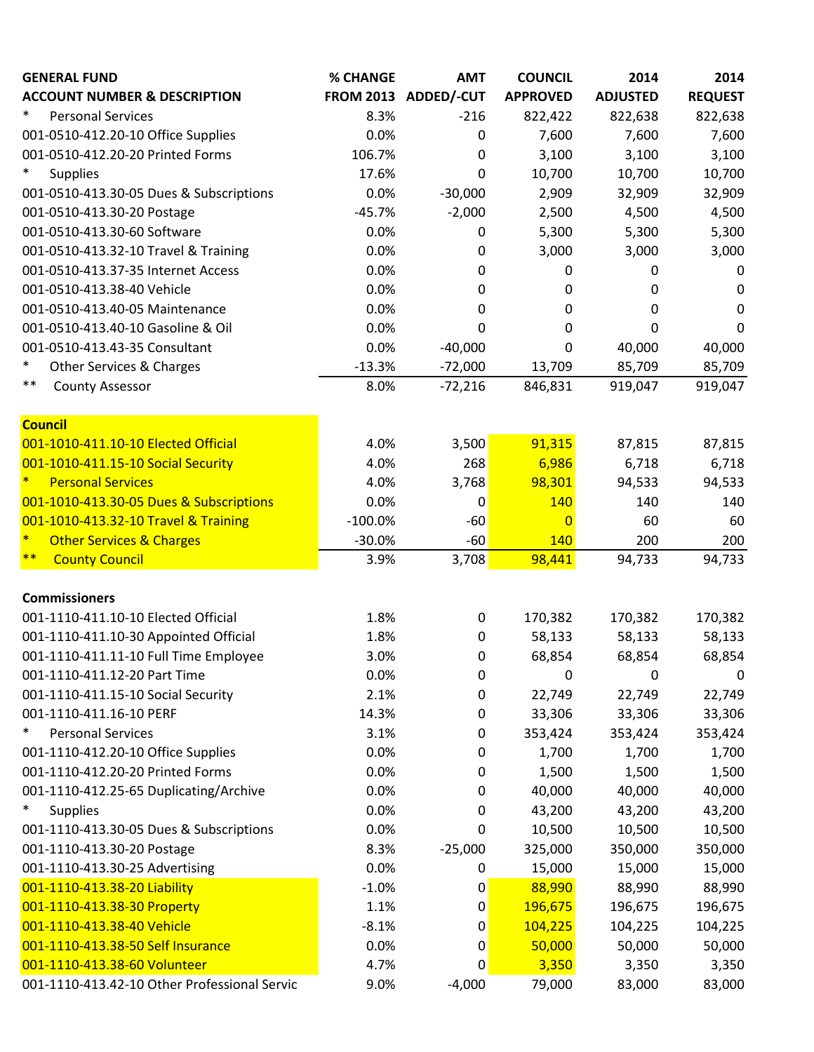| GENERAL FUND<br>ACCOUNT NUMBER & DESCRIPTION | % CHANGE<br>FROM 2013 | AMT<br>ADDED/-CUT | COUNCIL<br>APPROVED | 2014<br>ADJUSTED | 2014<br>REQUEST |
|---|---|---|---|---|---|
| * Personal Services | 8.3% | -216 | 822,422 | 822,638 | 822,638 |
| 001-0510-412.20-10 Office Supplies | 0.0% | 0 | 7,600 | 7,600 | 7,600 |
| 001-0510-412.20-20 Printed Forms | 106.7% | 0 | 3,100 | 3,100 | 3,100 |
| * Supplies | 17.6% | 0 | 10,700 | 10,700 | 10,700 |
| 001-0510-413.30-05 Dues & Subscriptions | 0.0% | -30,000 | 2,909 | 32,909 | 32,909 |
| 001-0510-413.30-20 Postage | -45.7% | -2,000 | 2,500 | 4,500 | 4,500 |
| 001-0510-413.30-60 Software | 0.0% | 0 | 5,300 | 5,300 | 5,300 |
| 001-0510-413.32-10 Travel & Training | 0.0% | 0 | 3,000 | 3,000 | 3,000 |
| 001-0510-413.37-35 Internet Access | 0.0% | 0 | 0 | 0 | 0 |
| 001-0510-413.38-40 Vehicle | 0.0% | 0 | 0 | 0 | 0 |
| 001-0510-413.40-05 Maintenance | 0.0% | 0 | 0 | 0 | 0 |
| 001-0510-413.40-10 Gasoline & Oil | 0.0% | 0 | 0 | 0 | 0 |
| 001-0510-413.43-35 Consultant | 0.0% | -40,000 | 0 | 40,000 | 40,000 |
| * Other Services & Charges | -13.3% | -72,000 | 13,709 | 85,709 | 85,709 |
| ** County Assessor | 8.0% | -72,216 | 846,831 | 919,047 | 919,047 |
| | | | | | |
| **Council** | | | | | |
| 001-1010-411.10-10 Elected Official | 4.0% | 3,500 | 91,315 | 87,815 | 87,815 |
| 001-1010-411.15-10 Social Security | 4.0% | 268 | 6,986 | 6,718 | 6,718 |
| * Personal Services | 4.0% | 3,768 | 98,301 | 94,533 | 94,533 |
| 001-1010-413.30-05 Dues & Subscriptions | 0.0% | 0 | 140 | 140 | 140 |
| 001-1010-413.32-10 Travel & Training | -100.0% | -60 | 0 | 60 | 60 |
| * Other Services & Charges | -30.0% | -60 | 140 | 200 | 200 |
| ** County Council | 3.9% | 3,708 | 98,441 | 94,733 | 94,733 |
| | | | | | |
| **Commissioners** | | | | | |
| 001-1110-411.10-10 Elected Official | 1.8% | 0 | 170,382 | 170,382 | 170,382 |
| 001-1110-411.10-30 Appointed Official | 1.8% | 0 | 58,133 | 58,133 | 58,133 |
| 001-1110-411.11-10 Full Time Employee | 3.0% | 0 | 68,854 | 68,854 | 68,854 |
| 001-1110-411.12-20 Part Time | 0.0% | 0 | 0 | 0 | 0 |
| 001-1110-411.15-10 Social Security | 2.1% | 0 | 22,749 | 22,749 | 22,749 |
| 001-1110-411.16-10 PERF | 14.3% | 0 | 33,306 | 33,306 | 33,306 |
| * Personal Services | 3.1% | 0 | 353,424 | 353,424 | 353,424 |
| 001-1110-412.20-10 Office Supplies | 0.0% | 0 | 1,700 | 1,700 | 1,700 |
| 001-1110-412.20-20 Printed Forms | 0.0% | 0 | 1,500 | 1,500 | 1,500 |
| 001-1110-412.25-65 Duplicating/Archive | 0.0% | 0 | 40,000 | 40,000 | 40,000 |
| * Supplies | 0.0% | 0 | 43,200 | 43,200 | 43,200 |
| 001-1110-413.30-05 Dues & Subscriptions | 0.0% | 0 | 10,500 | 10,500 | 10,500 |
| 001-1110-413.30-20 Postage | 8.3% | -25,000 | 325,000 | 350,000 | 350,000 |
| 001-1110-413.30-25 Advertising | 0.0% | 0 | 15,000 | 15,000 | 15,000 |
| 001-1110-413.38-20 Liability | -1.0% | 0 | 88,990 | 88,990 | 88,990 |
| 001-1110-413.38-30 Property | 1.1% | 0 | 196,675 | 196,675 | 196,675 |
| 001-1110-413.38-40 Vehicle | -8.1% | 0 | 104,225 | 104,225 | 104,225 |
| 001-1110-413.38-50 Self Insurance | 0.0% | 0 | 50,000 | 50,000 | 50,000 |
| 001-1110-413.38-60 Volunteer | 4.7% | 0 | 3,350 | 3,350 | 3,350 |
| 001-1110-413.42-10 Other Professional Servic | 9.0% | -4,000 | 79,000 | 83,000 | 83,000 |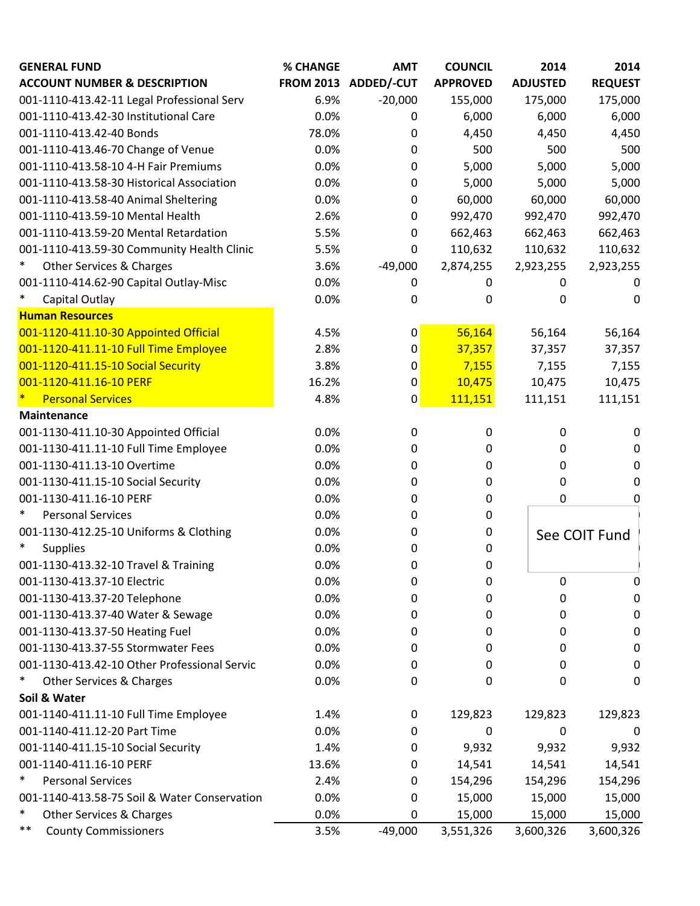| GENERAL FUND ACCOUNT NUMBER & DESCRIPTION | % CHANGE FROM 2013 | AMT ADDED/-CUT | COUNCIL APPROVED | 2014 ADJUSTED | 2014 REQUEST |
|---|---|---|---|---|---|
| 001-1110-413.42-11 Legal Professional Serv | 6.9% | -20,000 | 155,000 | 175,000 | 175,000 |
| 001-1110-413.42-30 Institutional Care | 0.0% | 0 | 6,000 | 6,000 | 6,000 |
| 001-1110-413.42-40 Bonds | 78.0% | 0 | 4,450 | 4,450 | 4,450 |
| 001-1110-413.46-70 Change of Venue | 0.0% | 0 | 500 | 500 | 500 |
| 001-1110-413.58-10 4-H Fair Premiums | 0.0% | 0 | 5,000 | 5,000 | 5,000 |
| 001-1110-413.58-30 Historical Association | 0.0% | 0 | 5,000 | 5,000 | 5,000 |
| 001-1110-413.58-40 Animal Sheltering | 0.0% | 0 | 60,000 | 60,000 | 60,000 |
| 001-1110-413.59-10 Mental Health | 2.6% | 0 | 992,470 | 992,470 | 992,470 |
| 001-1110-413.59-20 Mental Retardation | 5.5% | 0 | 662,463 | 662,463 | 662,463 |
| 001-1110-413.59-30 Community Health Clinic | 5.5% | 0 | 110,632 | 110,632 | 110,632 |
| * Other Services & Charges | 3.6% | -49,000 | 2,874,255 | 2,923,255 | 2,923,255 |
| 001-1110-414.62-90 Capital Outlay-Misc | 0.0% | 0 | 0 | 0 | 0 |
| * Capital Outlay | 0.0% | 0 | 0 | 0 | 0 |
| **Human Resources** | | | | | |
| 001-1120-411.10-30 Appointed Official | 4.5% | 0 | 56,164 | 56,164 | 56,164 |
| 001-1120-411.11-10 Full Time Employee | 2.8% | 0 | 37,357 | 37,357 | 37,357 |
| 001-1120-411.15-10 Social Security | 3.8% | 0 | 7,155 | 7,155 | 7,155 |
| 001-1120-411.16-10 PERF | 16.2% | 0 | 10,475 | 10,475 | 10,475 |
| * Personal Services | 4.8% | 0 | 111,151 | 111,151 | 111,151 |
| **Maintenance** | | | | | |
| 001-1130-411.10-30 Appointed Official | 0.0% | 0 | 0 | 0 | 0 |
| 001-1130-411.11-10 Full Time Employee | 0.0% | 0 | 0 | 0 | 0 |
| 001-1130-411.13-10 Overtime | 0.0% | 0 | 0 | 0 | 0 |
| 001-1130-411.15-10 Social Security | 0.0% | 0 | 0 | 0 | 0 |
| 001-1130-411.16-10 PERF | 0.0% | 0 | 0 | 0 | 0 |
| * Personal Services | 0.0% | 0 | 0 | See COIT Fund | |
| 001-1130-412.25-10 Uniforms & Clothing | 0.0% | 0 | 0 | | |
| * Supplies | 0.0% | 0 | 0 | | |
| 001-1130-413.32-10 Travel & Training | 0.0% | 0 | 0 | | |
| 001-1130-413.37-10 Electric | 0.0% | 0 | 0 | 0 | 0 |
| 001-1130-413.37-20 Telephone | 0.0% | 0 | 0 | 0 | 0 |
| 001-1130-413.37-40 Water & Sewage | 0.0% | 0 | 0 | 0 | 0 |
| 001-1130-413.37-50 Heating Fuel | 0.0% | 0 | 0 | 0 | 0 |
| 001-1130-413.37-55 Stormwater Fees | 0.0% | 0 | 0 | 0 | 0 |
| 001-1130-413.42-10 Other Professional Servic | 0.0% | 0 | 0 | 0 | 0 |
| * Other Services & Charges | 0.0% | 0 | 0 | 0 | 0 |
| **Soil & Water** | | | | | |
| 001-1140-411.11-10 Full Time Employee | 1.4% | 0 | 129,823 | 129,823 | 129,823 |
| 001-1140-411.12-20 Part Time | 0.0% | 0 | 0 | 0 | 0 |
| 001-1140-411.15-10 Social Security | 1.4% | 0 | 9,932 | 9,932 | 9,932 |
| 001-1140-411.16-10 PERF | 13.6% | 0 | 14,541 | 14,541 | 14,541 |
| * Personal Services | 2.4% | 0 | 154,296 | 154,296 | 154,296 |
| 001-1140-413.58-75 Soil & Water Conservation | 0.0% | 0 | 15,000 | 15,000 | 15,000 |
| * Other Services & Charges | 0.0% | 0 | 15,000 | 15,000 | 15,000 |
| ** County Commissioners | 3.5% | -49,000 | 3,551,326 | 3,600,326 | 3,600,326 |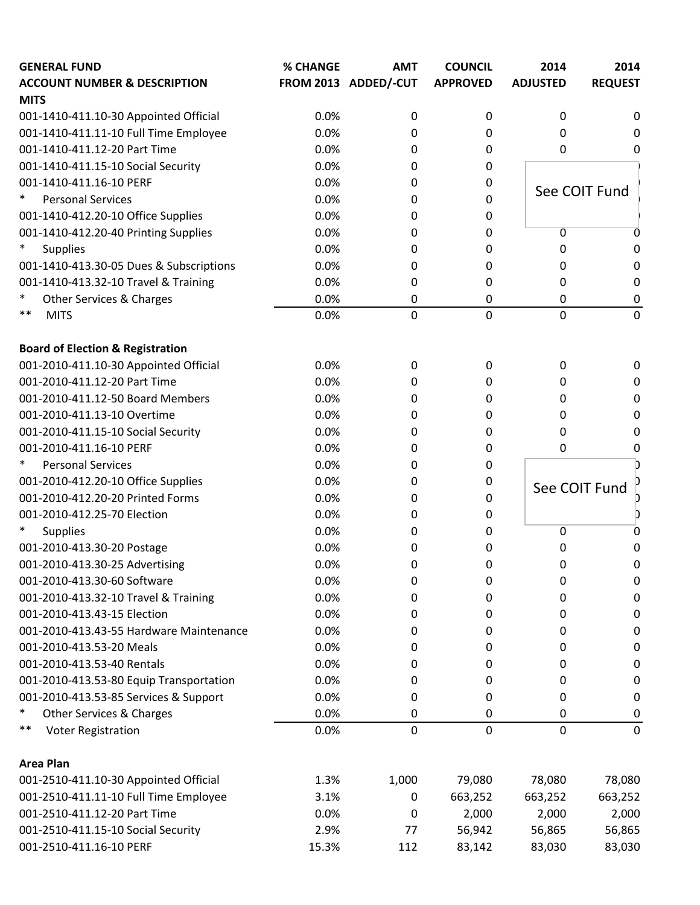| GENERAL FUND ACCOUNT NUMBER & DESCRIPTION | % CHANGE FROM 2013 | AMT ADDED/-CUT | COUNCIL APPROVED | 2014 ADJUSTED | 2014 REQUEST |
|---|---|---|---|---|---|
| **MITS** | | | | | |
| 001-1410-411.10-30 Appointed Official | 0.0% | 0 | 0 | 0 | 0 |
| 001-1410-411.11-10 Full Time Employee | 0.0% | 0 | 0 | 0 | 0 |
| 001-1410-411.12-20 Part Time | 0.0% | 0 | 0 | 0 | 0 |
| 001-1410-411.15-10 Social Security | 0.0% | 0 | 0 | See COIT Fund | |
| 001-1410-411.16-10 PERF | 0.0% | 0 | 0 | | |
| * Personal Services | 0.0% | 0 | 0 | | |
| 001-1410-412.20-10 Office Supplies | 0.0% | 0 | 0 | | |
| 001-1410-412.20-40 Printing Supplies | 0.0% | 0 | 0 | 0 | 0 |
| * Supplies | 0.0% | 0 | 0 | 0 | 0 |
| 001-1410-413.30-05 Dues & Subscriptions | 0.0% | 0 | 0 | 0 | 0 |
| 001-1410-413.32-10 Travel & Training | 0.0% | 0 | 0 | 0 | 0 |
| * Other Services & Charges | 0.0% | 0 | 0 | 0 | 0 |
| ** MITS | 0.0% | 0 | 0 | 0 | 0 |
| | | | | | |
| **Board of Election & Registration** | | | | | |
| 001-2010-411.10-30 Appointed Official | 0.0% | 0 | 0 | 0 | 0 |
| 001-2010-411.12-20 Part Time | 0.0% | 0 | 0 | 0 | 0 |
| 001-2010-411.12-50 Board Members | 0.0% | 0 | 0 | 0 | 0 |
| 001-2010-411.13-10 Overtime | 0.0% | 0 | 0 | 0 | 0 |
| 001-2010-411.15-10 Social Security | 0.0% | 0 | 0 | 0 | 0 |
| 001-2010-411.16-10 PERF | 0.0% | 0 | 0 | 0 | 0 |
| * Personal Services | 0.0% | 0 | 0 | See COIT Fund | |
| 001-2010-412.20-10 Office Supplies | 0.0% | 0 | 0 | | |
| 001-2010-412.20-20 Printed Forms | 0.0% | 0 | 0 | | |
| 001-2010-412.25-70 Election | 0.0% | 0 | 0 | | |
| * Supplies | 0.0% | 0 | 0 | 0 | 0 |
| 001-2010-413.30-20 Postage | 0.0% | 0 | 0 | 0 | 0 |
| 001-2010-413.30-25 Advertising | 0.0% | 0 | 0 | 0 | 0 |
| 001-2010-413.30-60 Software | 0.0% | 0 | 0 | 0 | 0 |
| 001-2010-413.32-10 Travel & Training | 0.0% | 0 | 0 | 0 | 0 |
| 001-2010-413.43-15 Election | 0.0% | 0 | 0 | 0 | 0 |
| 001-2010-413.43-55 Hardware Maintenance | 0.0% | 0 | 0 | 0 | 0 |
| 001-2010-413.53-20 Meals | 0.0% | 0 | 0 | 0 | 0 |
| 001-2010-413.53-40 Rentals | 0.0% | 0 | 0 | 0 | 0 |
| 001-2010-413.53-80 Equip Transportation | 0.0% | 0 | 0 | 0 | 0 |
| 001-2010-413.53-85 Services & Support | 0.0% | 0 | 0 | 0 | 0 |
| * Other Services & Charges | 0.0% | 0 | 0 | 0 | 0 |
| ** Voter Registration | 0.0% | 0 | 0 | 0 | 0 |
| | | | | | |
| **Area Plan** | | | | | |
| 001-2510-411.10-30 Appointed Official | 1.3% | 1,000 | 79,080 | 78,080 | 78,080 |
| 001-2510-411.11-10 Full Time Employee | 3.1% | 0 | 663,252 | 663,252 | 663,252 |
| 001-2510-411.12-20 Part Time | 0.0% | 0 | 2,000 | 2,000 | 2,000 |
| 001-2510-411.15-10 Social Security | 2.9% | 77 | 56,942 | 56,865 | 56,865 |
| 001-2510-411.16-10 PERF | 15.3% | 112 | 83,142 | 83,030 | 83,030 |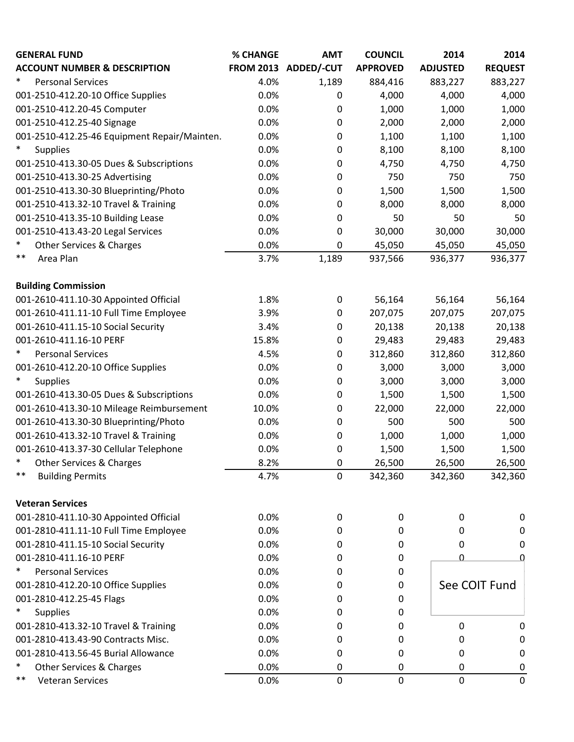| GENERAL FUND<br>ACCOUNT NUMBER & DESCRIPTION | % CHANGE<br>FROM 2013 | AMT<br>ADDED/-CUT | COUNCIL<br>APPROVED | 2014<br>ADJUSTED | 2014<br>REQUEST |
|---|---|---|---|---|---|
| * Personal Services | 4.0% | 1,189 | 884,416 | 883,227 | 883,227 |
| 001-2510-412.20-10 Office Supplies | 0.0% | 0 | 4,000 | 4,000 | 4,000 |
| 001-2510-412.20-45 Computer | 0.0% | 0 | 1,000 | 1,000 | 1,000 |
| 001-2510-412.25-40 Signage | 0.0% | 0 | 2,000 | 2,000 | 2,000 |
| 001-2510-412.25-46 Equipment Repair/Mainten. | 0.0% | 0 | 1,100 | 1,100 | 1,100 |
| * Supplies | 0.0% | 0 | 8,100 | 8,100 | 8,100 |
| 001-2510-413.30-05 Dues & Subscriptions | 0.0% | 0 | 4,750 | 4,750 | 4,750 |
| 001-2510-413.30-25 Advertising | 0.0% | 0 | 750 | 750 | 750 |
| 001-2510-413.30-30 Blueprinting/Photo | 0.0% | 0 | 1,500 | 1,500 | 1,500 |
| 001-2510-413.32-10 Travel & Training | 0.0% | 0 | 8,000 | 8,000 | 8,000 |
| 001-2510-413.35-10 Building Lease | 0.0% | 0 | 50 | 50 | 50 |
| 001-2510-413.43-20 Legal Services | 0.0% | 0 | 30,000 | 30,000 | 30,000 |
| * Other Services & Charges | 0.0% | 0 | 45,050 | 45,050 | 45,050 |
| ** Area Plan | 3.7% | 1,189 | 937,566 | 936,377 | 936,377 |
| | | | | | |
| **Building Commission** | | | | | |
| 001-2610-411.10-30 Appointed Official | 1.8% | 0 | 56,164 | 56,164 | 56,164 |
| 001-2610-411.11-10 Full Time Employee | 3.9% | 0 | 207,075 | 207,075 | 207,075 |
| 001-2610-411.15-10 Social Security | 3.4% | 0 | 20,138 | 20,138 | 20,138 |
| 001-2610-411.16-10 PERF | 15.8% | 0 | 29,483 | 29,483 | 29,483 |
| * Personal Services | 4.5% | 0 | 312,860 | 312,860 | 312,860 |
| 001-2610-412.20-10 Office Supplies | 0.0% | 0 | 3,000 | 3,000 | 3,000 |
| * Supplies | 0.0% | 0 | 3,000 | 3,000 | 3,000 |
| 001-2610-413.30-05 Dues & Subscriptions | 0.0% | 0 | 1,500 | 1,500 | 1,500 |
| 001-2610-413.30-10 Mileage Reimbursement | 10.0% | 0 | 22,000 | 22,000 | 22,000 |
| 001-2610-413.30-30 Blueprinting/Photo | 0.0% | 0 | 500 | 500 | 500 |
| 001-2610-413.32-10 Travel & Training | 0.0% | 0 | 1,000 | 1,000 | 1,000 |
| 001-2610-413.37-30 Cellular Telephone | 0.0% | 0 | 1,500 | 1,500 | 1,500 |
| * Other Services & Charges | 8.2% | 0 | 26,500 | 26,500 | 26,500 |
| ** Building Permits | 4.7% | 0 | 342,360 | 342,360 | 342,360 |
| | | | | | |
| **Veteran Services** | | | | | |
| 001-2810-411.10-30 Appointed Official | 0.0% | 0 | 0 | 0 | 0 |
| 001-2810-411.11-10 Full Time Employee | 0.0% | 0 | 0 | 0 | 0 |
| 001-2810-411.15-10 Social Security | 0.0% | 0 | 0 | 0 | 0 |
| 001-2810-411.16-10 PERF | 0.0% | 0 | 0 | 0 | 0 |
| * Personal Services | 0.0% | 0 | 0 | See COIT Fund | |
| 001-2810-412.20-10 Office Supplies | 0.0% | 0 | 0 | | |
| 001-2810-412.25-45 Flags | 0.0% | 0 | 0 | | |
| * Supplies | 0.0% | 0 | 0 | | |
| 001-2810-413.32-10 Travel & Training | 0.0% | 0 | 0 | 0 | 0 |
| 001-2810-413.43-90 Contracts Misc. | 0.0% | 0 | 0 | 0 | 0 |
| 001-2810-413.56-45 Burial Allowance | 0.0% | 0 | 0 | 0 | 0 |
| * Other Services & Charges | 0.0% | 0 | 0 | 0 | 0 |
| ** Veteran Services | 0.0% | 0 | 0 | 0 | 0 |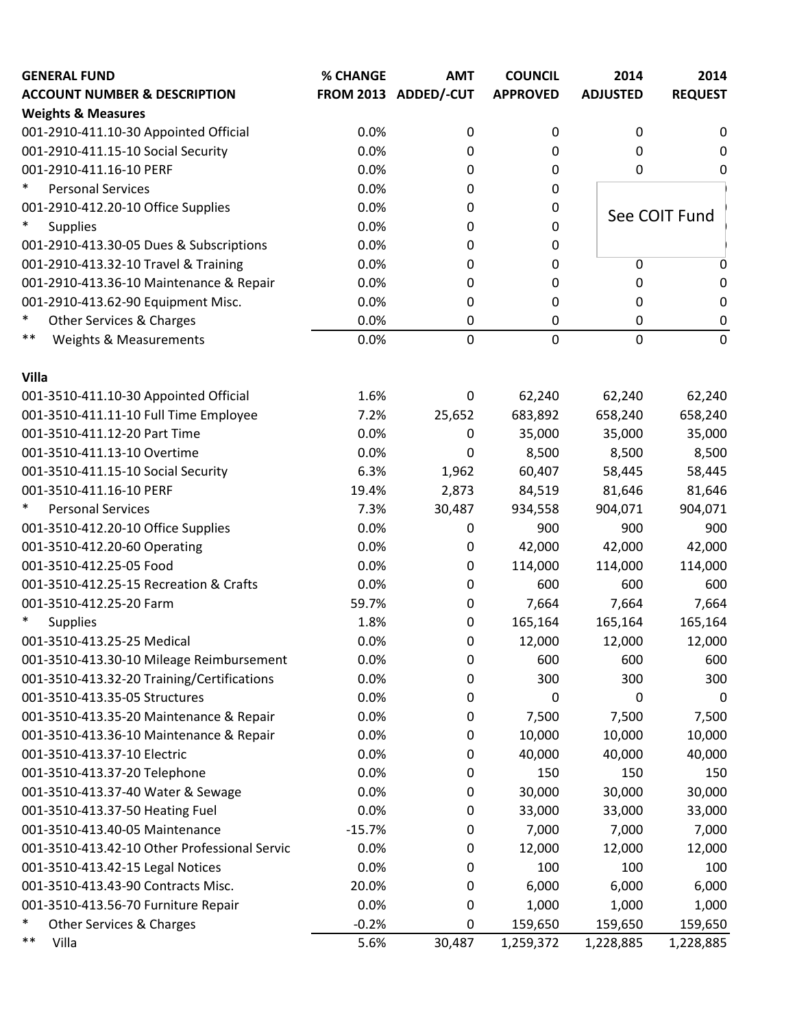| GENERAL FUND<br>ACCOUNT NUMBER & DESCRIPTION | % CHANGE<br>FROM 2013 | AMT<br>ADDED/-CUT | COUNCIL<br>APPROVED | 2014<br>ADJUSTED | 2014<br>REQUEST |
|---|---|---|---|---|---|
| **Weights & Measures** | | | | | |
| 001-2910-411.10-30 Appointed Official | 0.0% | 0 | 0 | 0 | 0 |
| 001-2910-411.15-10 Social Security | 0.0% | 0 | 0 | 0 | 0 |
| 001-2910-411.16-10 PERF | 0.0% | 0 | 0 | 0 | 0 |
| * Personal Services | 0.0% | 0 | 0 | See COIT Fund | |
| 001-2910-412.20-10 Office Supplies | 0.0% | 0 | 0 | | |
| * Supplies | 0.0% | 0 | 0 | | |
| 001-2910-413.30-05 Dues & Subscriptions | 0.0% | 0 | 0 | | |
| 001-2910-413.32-10 Travel & Training | 0.0% | 0 | 0 | 0 | 0 |
| 001-2910-413.36-10 Maintenance & Repair | 0.0% | 0 | 0 | 0 | 0 |
| 001-2910-413.62-90 Equipment Misc. | 0.0% | 0 | 0 | 0 | 0 |
| * Other Services & Charges | 0.0% | 0 | 0 | 0 | 0 |
| ** Weights & Measurements | 0.0% | 0 | 0 | 0 | 0 |
| | | | | | |
| **Villa** | | | | | |
| 001-3510-411.10-30 Appointed Official | 1.6% | 0 | 62,240 | 62,240 | 62,240 |
| 001-3510-411.11-10 Full Time Employee | 7.2% | 25,652 | 683,892 | 658,240 | 658,240 |
| 001-3510-411.12-20 Part Time | 0.0% | 0 | 35,000 | 35,000 | 35,000 |
| 001-3510-411.13-10 Overtime | 0.0% | 0 | 8,500 | 8,500 | 8,500 |
| 001-3510-411.15-10 Social Security | 6.3% | 1,962 | 60,407 | 58,445 | 58,445 |
| 001-3510-411.16-10 PERF | 19.4% | 2,873 | 84,519 | 81,646 | 81,646 |
| * Personal Services | 7.3% | 30,487 | 934,558 | 904,071 | 904,071 |
| 001-3510-412.20-10 Office Supplies | 0.0% | 0 | 900 | 900 | 900 |
| 001-3510-412.20-60 Operating | 0.0% | 0 | 42,000 | 42,000 | 42,000 |
| 001-3510-412.25-05 Food | 0.0% | 0 | 114,000 | 114,000 | 114,000 |
| 001-3510-412.25-15 Recreation & Crafts | 0.0% | 0 | 600 | 600 | 600 |
| 001-3510-412.25-20 Farm | 59.7% | 0 | 7,664 | 7,664 | 7,664 |
| * Supplies | 1.8% | 0 | 165,164 | 165,164 | 165,164 |
| 001-3510-413.25-25 Medical | 0.0% | 0 | 12,000 | 12,000 | 12,000 |
| 001-3510-413.30-10 Mileage Reimbursement | 0.0% | 0 | 600 | 600 | 600 |
| 001-3510-413.32-20 Training/Certifications | 0.0% | 0 | 300 | 300 | 300 |
| 001-3510-413.35-05 Structures | 0.0% | 0 | 0 | 0 | 0 |
| 001-3510-413.35-20 Maintenance & Repair | 0.0% | 0 | 7,500 | 7,500 | 7,500 |
| 001-3510-413.36-10 Maintenance & Repair | 0.0% | 0 | 10,000 | 10,000 | 10,000 |
| 001-3510-413.37-10 Electric | 0.0% | 0 | 40,000 | 40,000 | 40,000 |
| 001-3510-413.37-20 Telephone | 0.0% | 0 | 150 | 150 | 150 |
| 001-3510-413.37-40 Water & Sewage | 0.0% | 0 | 30,000 | 30,000 | 30,000 |
| 001-3510-413.37-50 Heating Fuel | 0.0% | 0 | 33,000 | 33,000 | 33,000 |
| 001-3510-413.40-05 Maintenance | -15.7% | 0 | 7,000 | 7,000 | 7,000 |
| 001-3510-413.42-10 Other Professional Servic | 0.0% | 0 | 12,000 | 12,000 | 12,000 |
| 001-3510-413.42-15 Legal Notices | 0.0% | 0 | 100 | 100 | 100 |
| 001-3510-413.43-90 Contracts Misc. | 20.0% | 0 | 6,000 | 6,000 | 6,000 |
| 001-3510-413.56-70 Furniture Repair | 0.0% | 0 | 1,000 | 1,000 | 1,000 |
| * Other Services & Charges | -0.2% | 0 | 159,650 | 159,650 | 159,650 |
| ** Villa | 5.6% | 30,487 | 1,259,372 | 1,228,885 | 1,228,885 |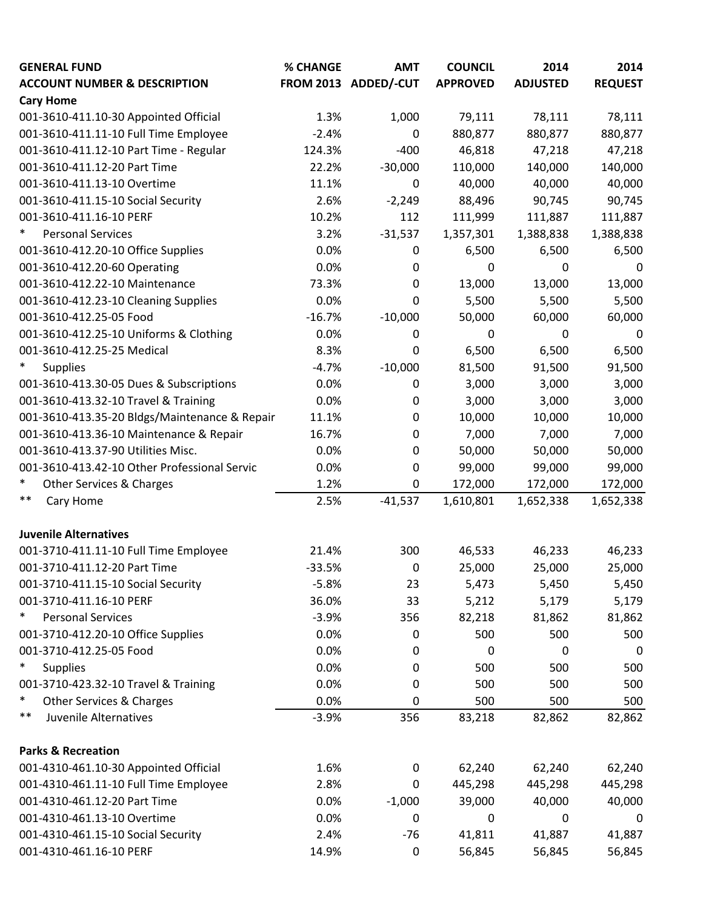| GENERAL FUND<br>ACCOUNT NUMBER & DESCRIPTION | % CHANGE<br>FROM 2013 | AMT<br>ADDED/-CUT | COUNCIL<br>APPROVED | 2014<br>ADJUSTED | 2014<br>REQUEST |
|---|---|---|---|---|---|
| **Cary Home** | | | | | |
| 001-3610-411.10-30 Appointed Official | 1.3% | 1,000 | 79,111 | 78,111 | 78,111 |
| 001-3610-411.11-10 Full Time Employee | -2.4% | 0 | 880,877 | 880,877 | 880,877 |
| 001-3610-411.12-10 Part Time - Regular | 124.3% | -400 | 46,818 | 47,218 | 47,218 |
| 001-3610-411.12-20 Part Time | 22.2% | -30,000 | 110,000 | 140,000 | 140,000 |
| 001-3610-411.13-10 Overtime | 11.1% | 0 | 40,000 | 40,000 | 40,000 |
| 001-3610-411.15-10 Social Security | 2.6% | -2,249 | 88,496 | 90,745 | 90,745 |
| 001-3610-411.16-10 PERF | 10.2% | 112 | 111,999 | 111,887 | 111,887 |
| * Personal Services | 3.2% | -31,537 | 1,357,301 | 1,388,838 | 1,388,838 |
| 001-3610-412.20-10 Office Supplies | 0.0% | 0 | 6,500 | 6,500 | 6,500 |
| 001-3610-412.20-60 Operating | 0.0% | 0 | 0 | 0 | 0 |
| 001-3610-412.22-10 Maintenance | 73.3% | 0 | 13,000 | 13,000 | 13,000 |
| 001-3610-412.23-10 Cleaning Supplies | 0.0% | 0 | 5,500 | 5,500 | 5,500 |
| 001-3610-412.25-05 Food | -16.7% | -10,000 | 50,000 | 60,000 | 60,000 |
| 001-3610-412.25-10 Uniforms & Clothing | 0.0% | 0 | 0 | 0 | 0 |
| 001-3610-412.25-25 Medical | 8.3% | 0 | 6,500 | 6,500 | 6,500 |
| * Supplies | -4.7% | -10,000 | 81,500 | 91,500 | 91,500 |
| 001-3610-413.30-05 Dues & Subscriptions | 0.0% | 0 | 3,000 | 3,000 | 3,000 |
| 001-3610-413.32-10 Travel & Training | 0.0% | 0 | 3,000 | 3,000 | 3,000 |
| 001-3610-413.35-20 Bldgs/Maintenance & Repair | 11.1% | 0 | 10,000 | 10,000 | 10,000 |
| 001-3610-413.36-10 Maintenance & Repair | 16.7% | 0 | 7,000 | 7,000 | 7,000 |
| 001-3610-413.37-90 Utilities Misc. | 0.0% | 0 | 50,000 | 50,000 | 50,000 |
| 001-3610-413.42-10 Other Professional Servic | 0.0% | 0 | 99,000 | 99,000 | 99,000 |
| * Other Services & Charges | 1.2% | 0 | 172,000 | 172,000 | 172,000 |
| ** Cary Home | 2.5% | -41,537 | 1,610,801 | 1,652,338 | 1,652,338 |
| | | | | | |
| **Juvenile Alternatives** | | | | | |
| 001-3710-411.11-10 Full Time Employee | 21.4% | 300 | 46,533 | 46,233 | 46,233 |
| 001-3710-411.12-20 Part Time | -33.5% | 0 | 25,000 | 25,000 | 25,000 |
| 001-3710-411.15-10 Social Security | -5.8% | 23 | 5,473 | 5,450 | 5,450 |
| 001-3710-411.16-10 PERF | 36.0% | 33 | 5,212 | 5,179 | 5,179 |
| * Personal Services | -3.9% | 356 | 82,218 | 81,862 | 81,862 |
| 001-3710-412.20-10 Office Supplies | 0.0% | 0 | 500 | 500 | 500 |
| 001-3710-412.25-05 Food | 0.0% | 0 | 0 | 0 | 0 |
| * Supplies | 0.0% | 0 | 500 | 500 | 500 |
| 001-3710-423.32-10 Travel & Training | 0.0% | 0 | 500 | 500 | 500 |
| * Other Services & Charges | 0.0% | 0 | 500 | 500 | 500 |
| ** Juvenile Alternatives | -3.9% | 356 | 83,218 | 82,862 | 82,862 |
| | | | | | |
| **Parks & Recreation** | | | | | |
| 001-4310-461.10-30 Appointed Official | 1.6% | 0 | 62,240 | 62,240 | 62,240 |
| 001-4310-461.11-10 Full Time Employee | 2.8% | 0 | 445,298 | 445,298 | 445,298 |
| 001-4310-461.12-20 Part Time | 0.0% | -1,000 | 39,000 | 40,000 | 40,000 |
| 001-4310-461.13-10 Overtime | 0.0% | 0 | 0 | 0 | 0 |
| 001-4310-461.15-10 Social Security | 2.4% | -76 | 41,811 | 41,887 | 41,887 |
| 001-4310-461.16-10 PERF | 14.9% | 0 | 56,845 | 56,845 | 56,845 |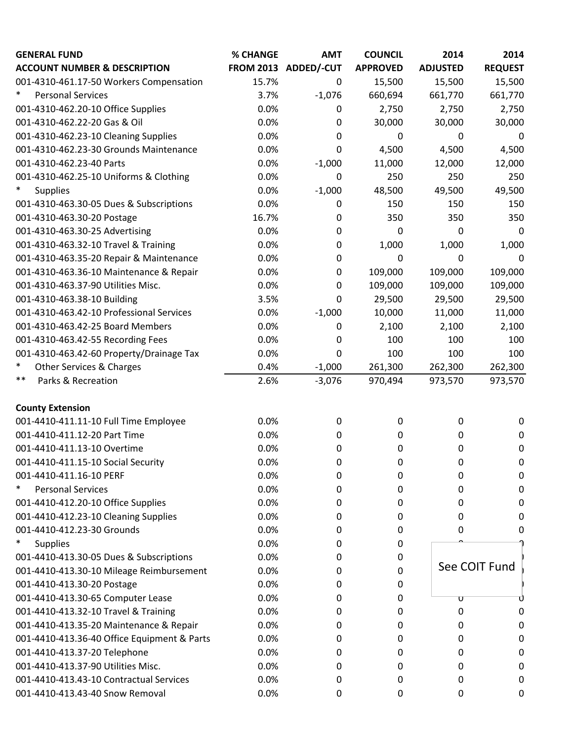| GENERAL FUND<br>ACCOUNT NUMBER & DESCRIPTION | % CHANGE<br>FROM 2013 | AMT<br>ADDED/-CUT | COUNCIL<br>APPROVED | 2014<br>ADJUSTED | 2014<br>REQUEST |
|---|---|---|---|---|---|
| 001-4310-461.17-50 Workers Compensation | 15.7% | 0 | 15,500 | 15,500 | 15,500 |
| * Personal Services | 3.7% | -1,076 | 660,694 | 661,770 | 661,770 |
| 001-4310-462.20-10 Office Supplies | 0.0% | 0 | 2,750 | 2,750 | 2,750 |
| 001-4310-462.22-20 Gas & Oil | 0.0% | 0 | 30,000 | 30,000 | 30,000 |
| 001-4310-462.23-10 Cleaning Supplies | 0.0% | 0 | 0 | 0 | 0 |
| 001-4310-462.23-30 Grounds Maintenance | 0.0% | 0 | 4,500 | 4,500 | 4,500 |
| 001-4310-462.23-40 Parts | 0.0% | -1,000 | 11,000 | 12,000 | 12,000 |
| 001-4310-462.25-10 Uniforms & Clothing | 0.0% | 0 | 250 | 250 | 250 |
| * Supplies | 0.0% | -1,000 | 48,500 | 49,500 | 49,500 |
| 001-4310-463.30-05 Dues & Subscriptions | 0.0% | 0 | 150 | 150 | 150 |
| 001-4310-463.30-20 Postage | 16.7% | 0 | 350 | 350 | 350 |
| 001-4310-463.30-25 Advertising | 0.0% | 0 | 0 | 0 | 0 |
| 001-4310-463.32-10 Travel & Training | 0.0% | 0 | 1,000 | 1,000 | 1,000 |
| 001-4310-463.35-20 Repair & Maintenance | 0.0% | 0 | 0 | 0 | 0 |
| 001-4310-463.36-10 Maintenance & Repair | 0.0% | 0 | 109,000 | 109,000 | 109,000 |
| 001-4310-463.37-90 Utilities Misc. | 0.0% | 0 | 109,000 | 109,000 | 109,000 |
| 001-4310-463.38-10 Building | 3.5% | 0 | 29,500 | 29,500 | 29,500 |
| 001-4310-463.42-10 Professional Services | 0.0% | -1,000 | 10,000 | 11,000 | 11,000 |
| 001-4310-463.42-25 Board Members | 0.0% | 0 | 2,100 | 2,100 | 2,100 |
| 001-4310-463.42-55 Recording Fees | 0.0% | 0 | 100 | 100 | 100 |
| 001-4310-463.42-60 Property/Drainage Tax | 0.0% | 0 | 100 | 100 | 100 |
| * Other Services & Charges | 0.4% | -1,000 | 261,300 | 262,300 | 262,300 |
| ** Parks & Recreation | 2.6% | -3,076 | 970,494 | 973,570 | 973,570 |
| | | | | | |
| **County Extension** | | | | | |
| 001-4410-411.11-10 Full Time Employee | 0.0% | 0 | 0 | 0 | 0 |
| 001-4410-411.12-20 Part Time | 0.0% | 0 | 0 | 0 | 0 |
| 001-4410-411.13-10 Overtime | 0.0% | 0 | 0 | 0 | 0 |
| 001-4410-411.15-10 Social Security | 0.0% | 0 | 0 | 0 | 0 |
| 001-4410-411.16-10 PERF | 0.0% | 0 | 0 | 0 | 0 |
| * Personal Services | 0.0% | 0 | 0 | 0 | 0 |
| 001-4410-412.20-10 Office Supplies | 0.0% | 0 | 0 | 0 | 0 |
| 001-4410-412.23-10 Cleaning Supplies | 0.0% | 0 | 0 | 0 | 0 |
| 001-4410-412.23-30 Grounds | 0.0% | 0 | 0 | 0 | 0 |
| * Supplies | 0.0% | 0 | 0 | | |
| 001-4410-413.30-05 Dues & Subscriptions | 0.0% | 0 | 0 | | |
| 001-4410-413.30-10 Mileage Reimbursement | 0.0% | 0 | 0 | See COIT Fund | |
| 001-4410-413.30-20 Postage | 0.0% | 0 | 0 | | |
| 001-4410-413.30-65 Computer Lease | 0.0% | 0 | 0 | 0 | 0 |
| 001-4410-413.32-10 Travel & Training | 0.0% | 0 | 0 | 0 | 0 |
| 001-4410-413.35-20 Maintenance & Repair | 0.0% | 0 | 0 | 0 | 0 |
| 001-4410-413.36-40 Office Equipment & Parts | 0.0% | 0 | 0 | 0 | 0 |
| 001-4410-413.37-20 Telephone | 0.0% | 0 | 0 | 0 | 0 |
| 001-4410-413.37-90 Utilities Misc. | 0.0% | 0 | 0 | 0 | 0 |
| 001-4410-413.43-10 Contractual Services | 0.0% | 0 | 0 | 0 | 0 |
| 001-4410-413.43-40 Snow Removal | 0.0% | 0 | 0 | 0 | 0 |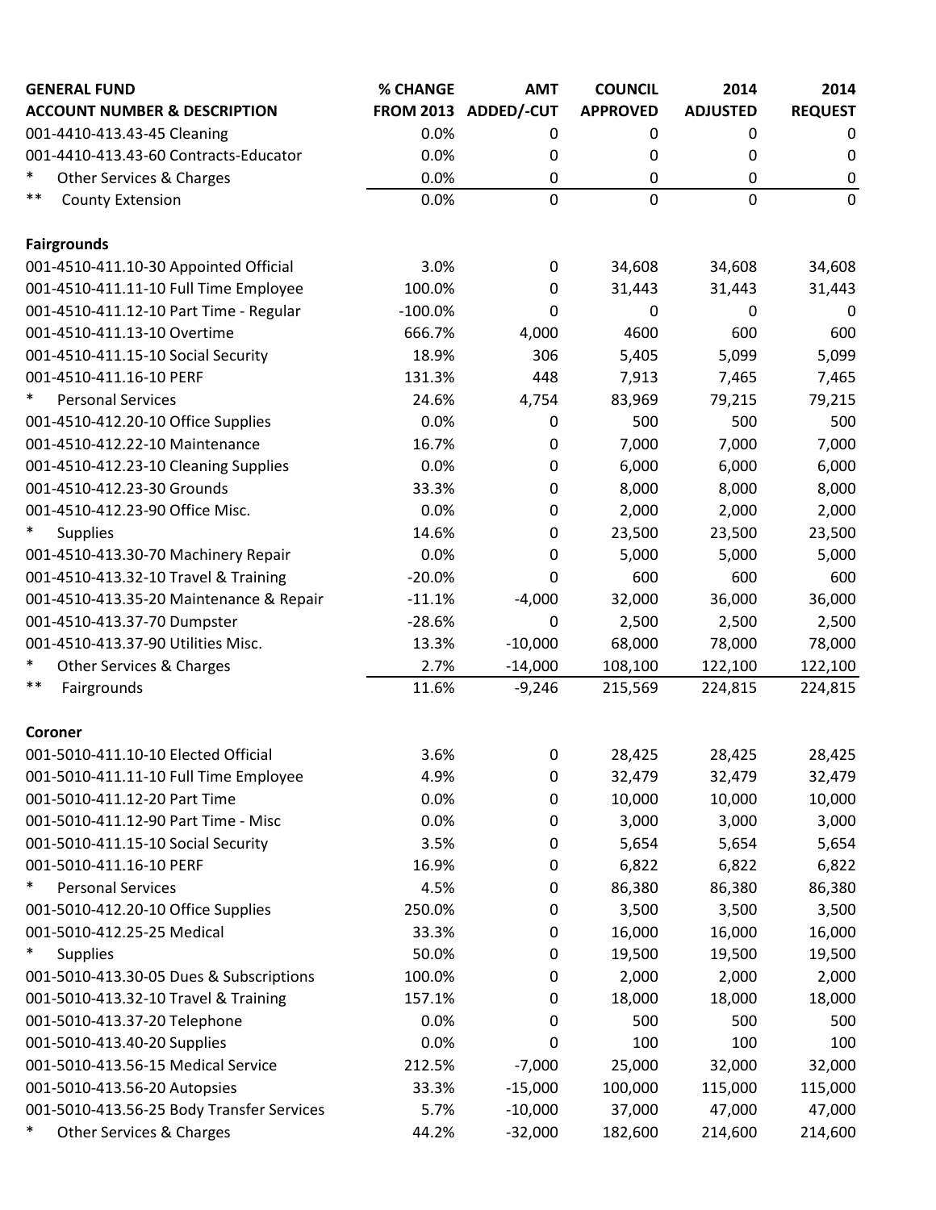| GENERAL FUND<br>ACCOUNT NUMBER & DESCRIPTION | % CHANGE<br>FROM 2013 | AMT<br>ADDED/-CUT | COUNCIL<br>APPROVED | 2014<br>ADJUSTED | 2014<br>REQUEST |
|---|---|---|---|---|---|
| 001-4410-413.43-45 Cleaning | 0.0% | 0 | 0 | 0 | 0 |
| 001-4410-413.43-60 Contracts-Educator | 0.0% | 0 | 0 | 0 | 0 |
| * Other Services & Charges | 0.0% | 0 | 0 | 0 | 0 |
| ** County Extension | 0.0% | 0 | 0 | 0 | 0 |
| | | | | | |
| **Fairgrounds** | | | | | |
| 001-4510-411.10-30 Appointed Official | 3.0% | 0 | 34,608 | 34,608 | 34,608 |
| 001-4510-411.11-10 Full Time Employee | 100.0% | 0 | 31,443 | 31,443 | 31,443 |
| 001-4510-411.12-10 Part Time - Regular | -100.0% | 0 | 0 | 0 | 0 |
| 001-4510-411.13-10 Overtime | 666.7% | 4,000 | 4600 | 600 | 600 |
| 001-4510-411.15-10 Social Security | 18.9% | 306 | 5,405 | 5,099 | 5,099 |
| 001-4510-411.16-10 PERF | 131.3% | 448 | 7,913 | 7,465 | 7,465 |
| * Personal Services | 24.6% | 4,754 | 83,969 | 79,215 | 79,215 |
| 001-4510-412.20-10 Office Supplies | 0.0% | 0 | 500 | 500 | 500 |
| 001-4510-412.22-10 Maintenance | 16.7% | 0 | 7,000 | 7,000 | 7,000 |
| 001-4510-412.23-10 Cleaning Supplies | 0.0% | 0 | 6,000 | 6,000 | 6,000 |
| 001-4510-412.23-30 Grounds | 33.3% | 0 | 8,000 | 8,000 | 8,000 |
| 001-4510-412.23-90 Office Misc. | 0.0% | 0 | 2,000 | 2,000 | 2,000 |
| * Supplies | 14.6% | 0 | 23,500 | 23,500 | 23,500 |
| 001-4510-413.30-70 Machinery Repair | 0.0% | 0 | 5,000 | 5,000 | 5,000 |
| 001-4510-413.32-10 Travel & Training | -20.0% | 0 | 600 | 600 | 600 |
| 001-4510-413.35-20 Maintenance & Repair | -11.1% | -4,000 | 32,000 | 36,000 | 36,000 |
| 001-4510-413.37-70 Dumpster | -28.6% | 0 | 2,500 | 2,500 | 2,500 |
| 001-4510-413.37-90 Utilities Misc. | 13.3% | -10,000 | 68,000 | 78,000 | 78,000 |
| * Other Services & Charges | 2.7% | -14,000 | 108,100 | 122,100 | 122,100 |
| ** Fairgrounds | 11.6% | -9,246 | 215,569 | 224,815 | 224,815 |
| | | | | | |
| **Coroner** | | | | | |
| 001-5010-411.10-10 Elected Official | 3.6% | 0 | 28,425 | 28,425 | 28,425 |
| 001-5010-411.11-10 Full Time Employee | 4.9% | 0 | 32,479 | 32,479 | 32,479 |
| 001-5010-411.12-20 Part Time | 0.0% | 0 | 10,000 | 10,000 | 10,000 |
| 001-5010-411.12-90 Part Time - Misc | 0.0% | 0 | 3,000 | 3,000 | 3,000 |
| 001-5010-411.15-10 Social Security | 3.5% | 0 | 5,654 | 5,654 | 5,654 |
| 001-5010-411.16-10 PERF | 16.9% | 0 | 6,822 | 6,822 | 6,822 |
| * Personal Services | 4.5% | 0 | 86,380 | 86,380 | 86,380 |
| 001-5010-412.20-10 Office Supplies | 250.0% | 0 | 3,500 | 3,500 | 3,500 |
| 001-5010-412.25-25 Medical | 33.3% | 0 | 16,000 | 16,000 | 16,000 |
| * Supplies | 50.0% | 0 | 19,500 | 19,500 | 19,500 |
| 001-5010-413.30-05 Dues & Subscriptions | 100.0% | 0 | 2,000 | 2,000 | 2,000 |
| 001-5010-413.32-10 Travel & Training | 157.1% | 0 | 18,000 | 18,000 | 18,000 |
| 001-5010-413.37-20 Telephone | 0.0% | 0 | 500 | 500 | 500 |
| 001-5010-413.40-20 Supplies | 0.0% | 0 | 100 | 100 | 100 |
| 001-5010-413.56-15 Medical Service | 212.5% | -7,000 | 25,000 | 32,000 | 32,000 |
| 001-5010-413.56-20 Autopsies | 33.3% | -15,000 | 100,000 | 115,000 | 115,000 |
| 001-5010-413.56-25 Body Transfer Services | 5.7% | -10,000 | 37,000 | 47,000 | 47,000 |
| * Other Services & Charges | 44.2% | -32,000 | 182,600 | 214,600 | 214,600 |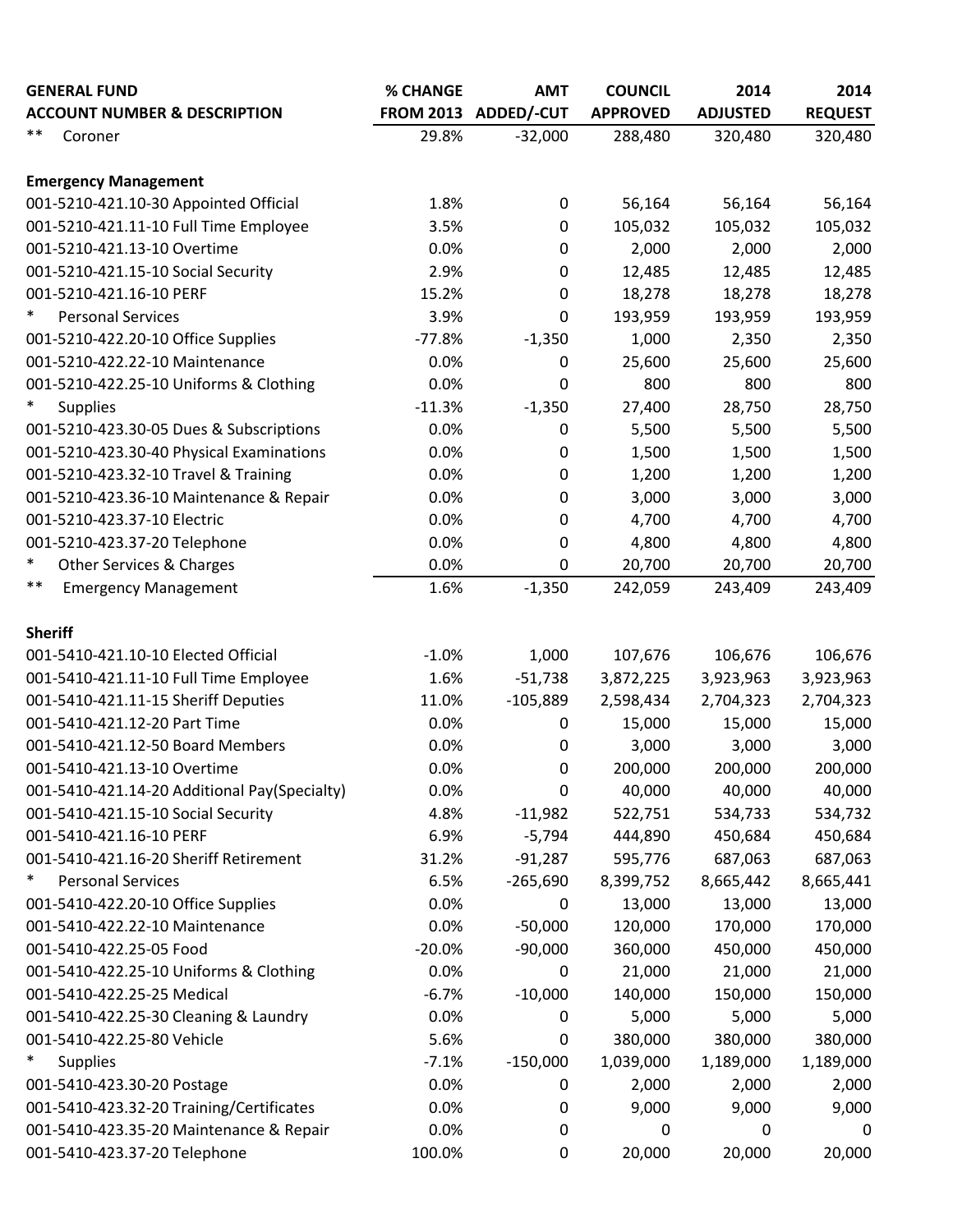| GENERAL FUND<br>ACCOUNT NUMBER & DESCRIPTION | % CHANGE<br>FROM 2013 | AMT<br>ADDED/-CUT | COUNCIL<br>APPROVED | 2014<br>ADJUSTED | 2014<br>REQUEST |
|---|---|---|---|---|---|
| ** Coroner | 29.8% | -32,000 | 288,480 | 320,480 | 320,480 |
| | | | | | |
| **Emergency Management** | | | | | |
| 001-5210-421.10-30 Appointed Official | 1.8% | 0 | 56,164 | 56,164 | 56,164 |
| 001-5210-421.11-10 Full Time Employee | 3.5% | 0 | 105,032 | 105,032 | 105,032 |
| 001-5210-421.13-10 Overtime | 0.0% | 0 | 2,000 | 2,000 | 2,000 |
| 001-5210-421.15-10 Social Security | 2.9% | 0 | 12,485 | 12,485 | 12,485 |
| 001-5210-421.16-10 PERF | 15.2% | 0 | 18,278 | 18,278 | 18,278 |
| * Personal Services | 3.9% | 0 | 193,959 | 193,959 | 193,959 |
| 001-5210-422.20-10 Office Supplies | -77.8% | -1,350 | 1,000 | 2,350 | 2,350 |
| 001-5210-422.22-10 Maintenance | 0.0% | 0 | 25,600 | 25,600 | 25,600 |
| 001-5210-422.25-10 Uniforms & Clothing | 0.0% | 0 | 800 | 800 | 800 |
| * Supplies | -11.3% | -1,350 | 27,400 | 28,750 | 28,750 |
| 001-5210-423.30-05 Dues & Subscriptions | 0.0% | 0 | 5,500 | 5,500 | 5,500 |
| 001-5210-423.30-40 Physical Examinations | 0.0% | 0 | 1,500 | 1,500 | 1,500 |
| 001-5210-423.32-10 Travel & Training | 0.0% | 0 | 1,200 | 1,200 | 1,200 |
| 001-5210-423.36-10 Maintenance & Repair | 0.0% | 0 | 3,000 | 3,000 | 3,000 |
| 001-5210-423.37-10 Electric | 0.0% | 0 | 4,700 | 4,700 | 4,700 |
| 001-5210-423.37-20 Telephone | 0.0% | 0 | 4,800 | 4,800 | 4,800 |
| * Other Services & Charges | 0.0% | 0 | 20,700 | 20,700 | 20,700 |
| ** Emergency Management | 1.6% | -1,350 | 242,059 | 243,409 | 243,409 |
| | | | | | |
| **Sheriff** | | | | | |
| 001-5410-421.10-10 Elected Official | -1.0% | 1,000 | 107,676 | 106,676 | 106,676 |
| 001-5410-421.11-10 Full Time Employee | 1.6% | -51,738 | 3,872,225 | 3,923,963 | 3,923,963 |
| 001-5410-421.11-15 Sheriff Deputies | 11.0% | -105,889 | 2,598,434 | 2,704,323 | 2,704,323 |
| 001-5410-421.12-20 Part Time | 0.0% | 0 | 15,000 | 15,000 | 15,000 |
| 001-5410-421.12-50 Board Members | 0.0% | 0 | 3,000 | 3,000 | 3,000 |
| 001-5410-421.13-10 Overtime | 0.0% | 0 | 200,000 | 200,000 | 200,000 |
| 001-5410-421.14-20 Additional Pay(Specialty) | 0.0% | 0 | 40,000 | 40,000 | 40,000 |
| 001-5410-421.15-10 Social Security | 4.8% | -11,982 | 522,751 | 534,733 | 534,732 |
| 001-5410-421.16-10 PERF | 6.9% | -5,794 | 444,890 | 450,684 | 450,684 |
| 001-5410-421.16-20 Sheriff Retirement | 31.2% | -91,287 | 595,776 | 687,063 | 687,063 |
| * Personal Services | 6.5% | -265,690 | 8,399,752 | 8,665,442 | 8,665,441 |
| 001-5410-422.20-10 Office Supplies | 0.0% | 0 | 13,000 | 13,000 | 13,000 |
| 001-5410-422.22-10 Maintenance | 0.0% | -50,000 | 120,000 | 170,000 | 170,000 |
| 001-5410-422.25-05 Food | -20.0% | -90,000 | 360,000 | 450,000 | 450,000 |
| 001-5410-422.25-10 Uniforms & Clothing | 0.0% | 0 | 21,000 | 21,000 | 21,000 |
| 001-5410-422.25-25 Medical | -6.7% | -10,000 | 140,000 | 150,000 | 150,000 |
| 001-5410-422.25-30 Cleaning & Laundry | 0.0% | 0 | 5,000 | 5,000 | 5,000 |
| 001-5410-422.25-80 Vehicle | 5.6% | 0 | 380,000 | 380,000 | 380,000 |
| * Supplies | -7.1% | -150,000 | 1,039,000 | 1,189,000 | 1,189,000 |
| 001-5410-423.30-20 Postage | 0.0% | 0 | 2,000 | 2,000 | 2,000 |
| 001-5410-423.32-20 Training/Certificates | 0.0% | 0 | 9,000 | 9,000 | 9,000 |
| 001-5410-423.35-20 Maintenance & Repair | 0.0% | 0 | 0 | 0 | 0 |
| 001-5410-423.37-20 Telephone | 100.0% | 0 | 20,000 | 20,000 | 20,000 |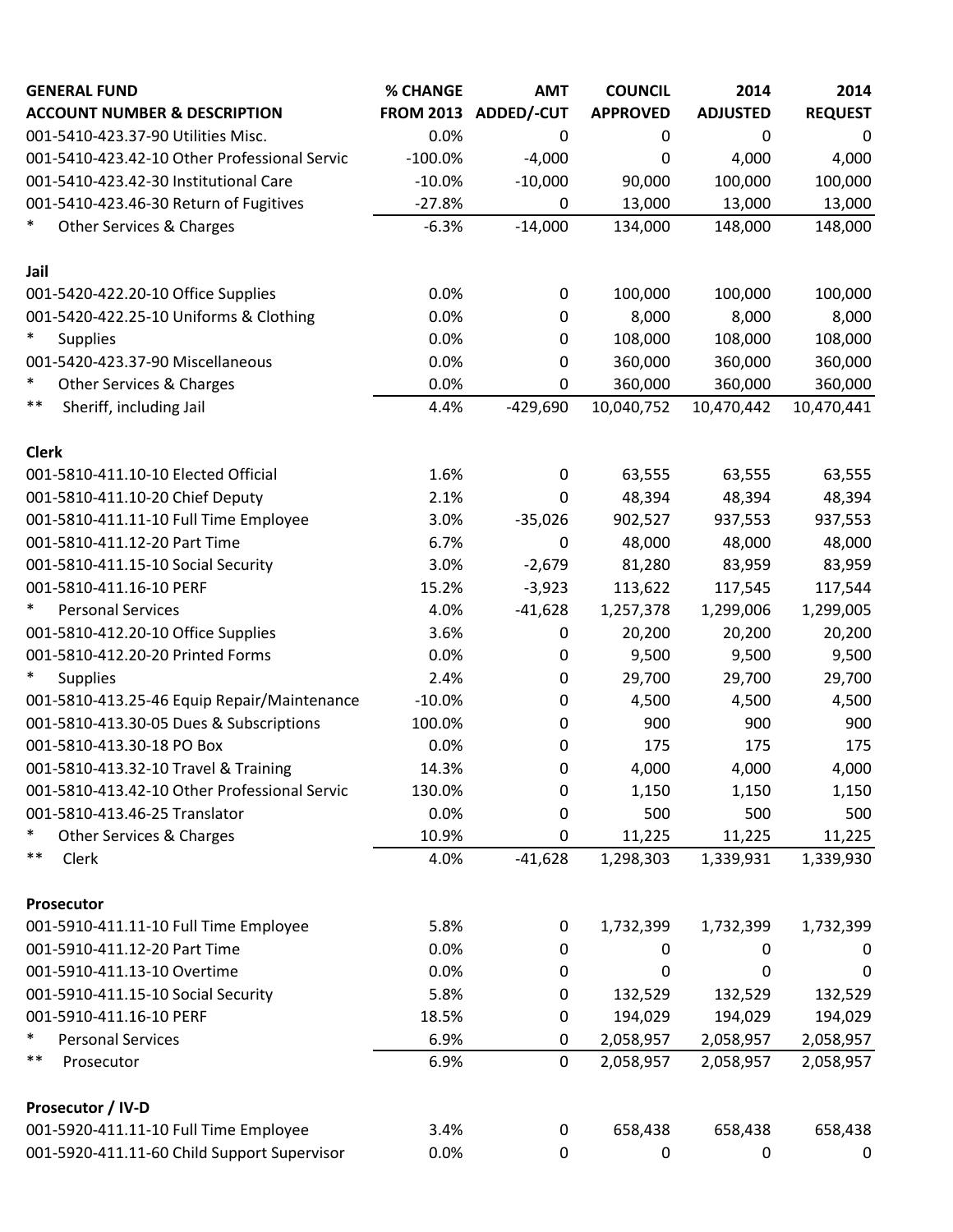| GENERAL FUND<br>ACCOUNT NUMBER & DESCRIPTION | % CHANGE<br>FROM 2013 | AMT<br>ADDED/-CUT | COUNCIL<br>APPROVED | 2014<br>ADJUSTED | 2014<br>REQUEST |
|---|---|---|---|---|---|
| 001-5410-423.37-90 Utilities Misc. | 0.0% | 0 | 0 | 0 | 0 |
| 001-5410-423.42-10 Other Professional Servic | -100.0% | -4,000 | 0 | 4,000 | 4,000 |
| 001-5410-423.42-30 Institutional Care | -10.0% | -10,000 | 90,000 | 100,000 | 100,000 |
| 001-5410-423.46-30 Return of Fugitives | -27.8% | 0 | 13,000 | 13,000 | 13,000 |
| * Other Services & Charges | -6.3% | -14,000 | 134,000 | 148,000 | 148,000 |
| | | | | | |
| **Jail** | | | | | |
| 001-5420-422.20-10 Office Supplies | 0.0% | 0 | 100,000 | 100,000 | 100,000 |
| 001-5420-422.25-10 Uniforms & Clothing | 0.0% | 0 | 8,000 | 8,000 | 8,000 |
| * Supplies | 0.0% | 0 | 108,000 | 108,000 | 108,000 |
| 001-5420-423.37-90 Miscellaneous | 0.0% | 0 | 360,000 | 360,000 | 360,000 |
| * Other Services & Charges | 0.0% | 0 | 360,000 | 360,000 | 360,000 |
| ** Sheriff, including Jail | 4.4% | -429,690 | 10,040,752 | 10,470,442 | 10,470,441 |
| | | | | | |
| **Clerk** | | | | | |
| 001-5810-411.10-10 Elected Official | 1.6% | 0 | 63,555 | 63,555 | 63,555 |
| 001-5810-411.10-20 Chief Deputy | 2.1% | 0 | 48,394 | 48,394 | 48,394 |
| 001-5810-411.11-10 Full Time Employee | 3.0% | -35,026 | 902,527 | 937,553 | 937,553 |
| 001-5810-411.12-20 Part Time | 6.7% | 0 | 48,000 | 48,000 | 48,000 |
| 001-5810-411.15-10 Social Security | 3.0% | -2,679 | 81,280 | 83,959 | 83,959 |
| 001-5810-411.16-10 PERF | 15.2% | -3,923 | 113,622 | 117,545 | 117,544 |
| * Personal Services | 4.0% | -41,628 | 1,257,378 | 1,299,006 | 1,299,005 |
| 001-5810-412.20-10 Office Supplies | 3.6% | 0 | 20,200 | 20,200 | 20,200 |
| 001-5810-412.20-20 Printed Forms | 0.0% | 0 | 9,500 | 9,500 | 9,500 |
| * Supplies | 2.4% | 0 | 29,700 | 29,700 | 29,700 |
| 001-5810-413.25-46 Equip Repair/Maintenance | -10.0% | 0 | 4,500 | 4,500 | 4,500 |
| 001-5810-413.30-05 Dues & Subscriptions | 100.0% | 0 | 900 | 900 | 900 |
| 001-5810-413.30-18 PO Box | 0.0% | 0 | 175 | 175 | 175 |
| 001-5810-413.32-10 Travel & Training | 14.3% | 0 | 4,000 | 4,000 | 4,000 |
| 001-5810-413.42-10 Other Professional Servic | 130.0% | 0 | 1,150 | 1,150 | 1,150 |
| 001-5810-413.46-25 Translator | 0.0% | 0 | 500 | 500 | 500 |
| * Other Services & Charges | 10.9% | 0 | 11,225 | 11,225 | 11,225 |
| ** Clerk | 4.0% | -41,628 | 1,298,303 | 1,339,931 | 1,339,930 |
| | | | | | |
| **Prosecutor** | | | | | |
| 001-5910-411.11-10 Full Time Employee | 5.8% | 0 | 1,732,399 | 1,732,399 | 1,732,399 |
| 001-5910-411.12-20 Part Time | 0.0% | 0 | 0 | 0 | 0 |
| 001-5910-411.13-10 Overtime | 0.0% | 0 | 0 | 0 | 0 |
| 001-5910-411.15-10 Social Security | 5.8% | 0 | 132,529 | 132,529 | 132,529 |
| 001-5910-411.16-10 PERF | 18.5% | 0 | 194,029 | 194,029 | 194,029 |
| * Personal Services | 6.9% | 0 | 2,058,957 | 2,058,957 | 2,058,957 |
| ** Prosecutor | 6.9% | 0 | 2,058,957 | 2,058,957 | 2,058,957 |
| | | | | | |
| **Prosecutor / IV-D** | | | | | |
| 001-5920-411.11-10 Full Time Employee | 3.4% | 0 | 658,438 | 658,438 | 658,438 |
| 001-5920-411.11-60 Child Support Supervisor | 0.0% | 0 | 0 | 0 | 0 |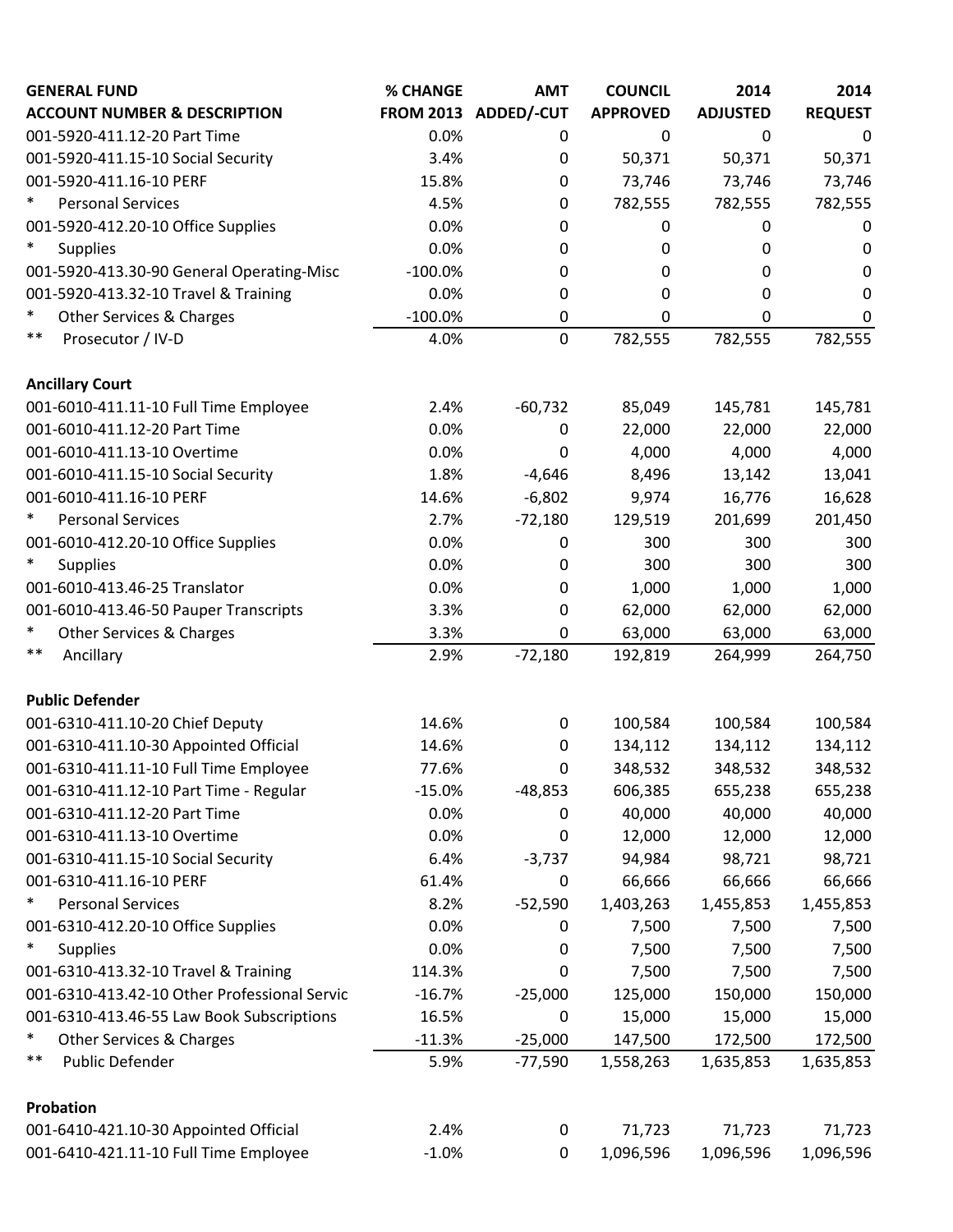| GENERAL FUND<br>ACCOUNT NUMBER & DESCRIPTION | % CHANGE<br>FROM 2013 | AMT<br>ADDED/-CUT | COUNCIL<br>APPROVED | 2014<br>ADJUSTED | 2014<br>REQUEST |
|---|---|---|---|---|---|
| 001-5920-411.12-20 Part Time | 0.0% | 0 | 0 | 0 | 0 |
| 001-5920-411.15-10 Social Security | 3.4% | 0 | 50,371 | 50,371 | 50,371 |
| 001-5920-411.16-10 PERF | 15.8% | 0 | 73,746 | 73,746 | 73,746 |
| * Personal Services | 4.5% | 0 | 782,555 | 782,555 | 782,555 |
| 001-5920-412.20-10 Office Supplies | 0.0% | 0 | 0 | 0 | 0 |
| * Supplies | 0.0% | 0 | 0 | 0 | 0 |
| 001-5920-413.30-90 General Operating-Misc | -100.0% | 0 | 0 | 0 | 0 |
| 001-5920-413.32-10 Travel & Training | 0.0% | 0 | 0 | 0 | 0 |
| * Other Services & Charges | -100.0% | 0 | 0 | 0 | 0 |
| ** Prosecutor / IV-D | 4.0% | 0 | 782,555 | 782,555 | 782,555 |
| | | | | | |
| **Ancillary Court** | | | | | |
| 001-6010-411.11-10 Full Time Employee | 2.4% | -60,732 | 85,049 | 145,781 | 145,781 |
| 001-6010-411.12-20 Part Time | 0.0% | 0 | 22,000 | 22,000 | 22,000 |
| 001-6010-411.13-10 Overtime | 0.0% | 0 | 4,000 | 4,000 | 4,000 |
| 001-6010-411.15-10 Social Security | 1.8% | -4,646 | 8,496 | 13,142 | 13,041 |
| 001-6010-411.16-10 PERF | 14.6% | -6,802 | 9,974 | 16,776 | 16,628 |
| * Personal Services | 2.7% | -72,180 | 129,519 | 201,699 | 201,450 |
| 001-6010-412.20-10 Office Supplies | 0.0% | 0 | 300 | 300 | 300 |
| * Supplies | 0.0% | 0 | 300 | 300 | 300 |
| 001-6010-413.46-25 Translator | 0.0% | 0 | 1,000 | 1,000 | 1,000 |
| 001-6010-413.46-50 Pauper Transcripts | 3.3% | 0 | 62,000 | 62,000 | 62,000 |
| * Other Services & Charges | 3.3% | 0 | 63,000 | 63,000 | 63,000 |
| ** Ancillary | 2.9% | -72,180 | 192,819 | 264,999 | 264,750 |
| | | | | | |
| **Public Defender** | | | | | |
| 001-6310-411.10-20 Chief Deputy | 14.6% | 0 | 100,584 | 100,584 | 100,584 |
| 001-6310-411.10-30 Appointed Official | 14.6% | 0 | 134,112 | 134,112 | 134,112 |
| 001-6310-411.11-10 Full Time Employee | 77.6% | 0 | 348,532 | 348,532 | 348,532 |
| 001-6310-411.12-10 Part Time - Regular | -15.0% | -48,853 | 606,385 | 655,238 | 655,238 |
| 001-6310-411.12-20 Part Time | 0.0% | 0 | 40,000 | 40,000 | 40,000 |
| 001-6310-411.13-10 Overtime | 0.0% | 0 | 12,000 | 12,000 | 12,000 |
| 001-6310-411.15-10 Social Security | 6.4% | -3,737 | 94,984 | 98,721 | 98,721 |
| 001-6310-411.16-10 PERF | 61.4% | 0 | 66,666 | 66,666 | 66,666 |
| * Personal Services | 8.2% | -52,590 | 1,403,263 | 1,455,853 | 1,455,853 |
| 001-6310-412.20-10 Office Supplies | 0.0% | 0 | 7,500 | 7,500 | 7,500 |
| * Supplies | 0.0% | 0 | 7,500 | 7,500 | 7,500 |
| 001-6310-413.32-10 Travel & Training | 114.3% | 0 | 7,500 | 7,500 | 7,500 |
| 001-6310-413.42-10 Other Professional Servic | -16.7% | -25,000 | 125,000 | 150,000 | 150,000 |
| 001-6310-413.46-55 Law Book Subscriptions | 16.5% | 0 | 15,000 | 15,000 | 15,000 |
| * Other Services & Charges | -11.3% | -25,000 | 147,500 | 172,500 | 172,500 |
| ** Public Defender | 5.9% | -77,590 | 1,558,263 | 1,635,853 | 1,635,853 |
| | | | | | |
| **Probation** | | | | | |
| 001-6410-421.10-30 Appointed Official | 2.4% | 0 | 71,723 | 71,723 | 71,723 |
| 001-6410-421.11-10 Full Time Employee | -1.0% | 0 | 1,096,596 | 1,096,596 | 1,096,596 |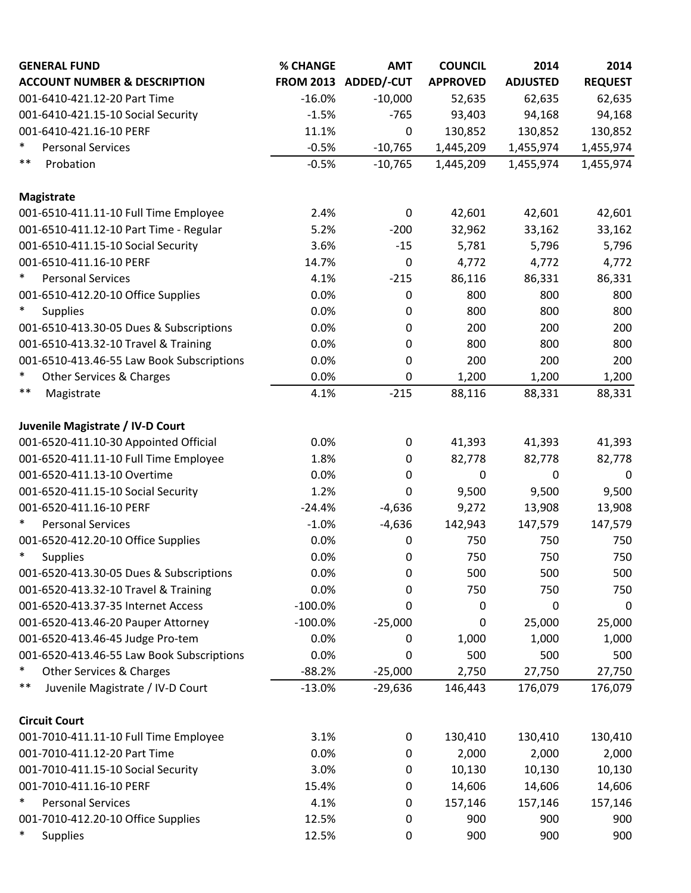| GENERAL FUND<br>ACCOUNT NUMBER & DESCRIPTION | % CHANGE<br>FROM 2013 | AMT<br>ADDED/-CUT | COUNCIL<br>APPROVED | 2014<br>ADJUSTED | 2014<br>REQUEST |
|---|---|---|---|---|---|
| 001-6410-421.12-20 Part Time | -16.0% | -10,000 | 52,635 | 62,635 | 62,635 |
| 001-6410-421.15-10 Social Security | -1.5% | -765 | 93,403 | 94,168 | 94,168 |
| 001-6410-421.16-10 PERF | 11.1% | 0 | 130,852 | 130,852 | 130,852 |
| * Personal Services | -0.5% | -10,765 | 1,445,209 | 1,455,974 | 1,455,974 |
| ** Probation | -0.5% | -10,765 | 1,445,209 | 1,455,974 | 1,455,974 |
| | | | | | |
| **Magistrate** | | | | | |
| 001-6510-411.11-10 Full Time Employee | 2.4% | 0 | 42,601 | 42,601 | 42,601 |
| 001-6510-411.12-10 Part Time - Regular | 5.2% | -200 | 32,962 | 33,162 | 33,162 |
| 001-6510-411.15-10 Social Security | 3.6% | -15 | 5,781 | 5,796 | 5,796 |
| 001-6510-411.16-10 PERF | 14.7% | 0 | 4,772 | 4,772 | 4,772 |
| * Personal Services | 4.1% | -215 | 86,116 | 86,331 | 86,331 |
| 001-6510-412.20-10 Office Supplies | 0.0% | 0 | 800 | 800 | 800 |
| * Supplies | 0.0% | 0 | 800 | 800 | 800 |
| 001-6510-413.30-05 Dues & Subscriptions | 0.0% | 0 | 200 | 200 | 200 |
| 001-6510-413.32-10 Travel & Training | 0.0% | 0 | 800 | 800 | 800 |
| 001-6510-413.46-55 Law Book Subscriptions | 0.0% | 0 | 200 | 200 | 200 |
| * Other Services & Charges | 0.0% | 0 | 1,200 | 1,200 | 1,200 |
| ** Magistrate | 4.1% | -215 | 88,116 | 88,331 | 88,331 |
| | | | | | |
| **Juvenile Magistrate / IV-D Court** | | | | | |
| 001-6520-411.10-30 Appointed Official | 0.0% | 0 | 41,393 | 41,393 | 41,393 |
| 001-6520-411.11-10 Full Time Employee | 1.8% | 0 | 82,778 | 82,778 | 82,778 |
| 001-6520-411.13-10 Overtime | 0.0% | 0 | 0 | 0 | 0 |
| 001-6520-411.15-10 Social Security | 1.2% | 0 | 9,500 | 9,500 | 9,500 |
| 001-6520-411.16-10 PERF | -24.4% | -4,636 | 9,272 | 13,908 | 13,908 |
| * Personal Services | -1.0% | -4,636 | 142,943 | 147,579 | 147,579 |
| 001-6520-412.20-10 Office Supplies | 0.0% | 0 | 750 | 750 | 750 |
| * Supplies | 0.0% | 0 | 750 | 750 | 750 |
| 001-6520-413.30-05 Dues & Subscriptions | 0.0% | 0 | 500 | 500 | 500 |
| 001-6520-413.32-10 Travel & Training | 0.0% | 0 | 750 | 750 | 750 |
| 001-6520-413.37-35 Internet Access | -100.0% | 0 | 0 | 0 | 0 |
| 001-6520-413.46-20 Pauper Attorney | -100.0% | -25,000 | 0 | 25,000 | 25,000 |
| 001-6520-413.46-45 Judge Pro-tem | 0.0% | 0 | 1,000 | 1,000 | 1,000 |
| 001-6520-413.46-55 Law Book Subscriptions | 0.0% | 0 | 500 | 500 | 500 |
| * Other Services & Charges | -88.2% | -25,000 | 2,750 | 27,750 | 27,750 |
| ** Juvenile Magistrate / IV-D Court | -13.0% | -29,636 | 146,443 | 176,079 | 176,079 |
| | | | | | |
| **Circuit Court** | | | | | |
| 001-7010-411.11-10 Full Time Employee | 3.1% | 0 | 130,410 | 130,410 | 130,410 |
| 001-7010-411.12-20 Part Time | 0.0% | 0 | 2,000 | 2,000 | 2,000 |
| 001-7010-411.15-10 Social Security | 3.0% | 0 | 10,130 | 10,130 | 10,130 |
| 001-7010-411.16-10 PERF | 15.4% | 0 | 14,606 | 14,606 | 14,606 |
| * Personal Services | 4.1% | 0 | 157,146 | 157,146 | 157,146 |
| 001-7010-412.20-10 Office Supplies | 12.5% | 0 | 900 | 900 | 900 |
| * Supplies | 12.5% | 0 | 900 | 900 | 900 |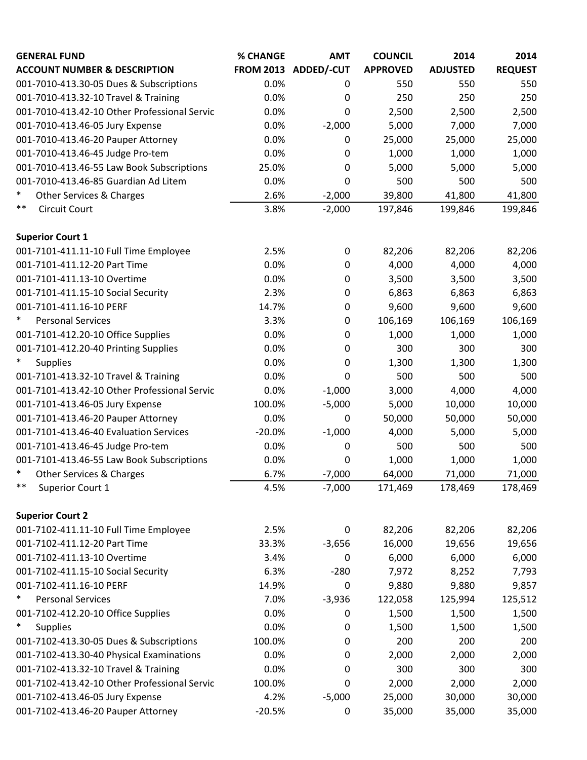| GENERAL FUND<br>ACCOUNT NUMBER & DESCRIPTION | % CHANGE<br>FROM 2013 | AMT<br>ADDED/-CUT | COUNCIL<br>APPROVED | 2014<br>ADJUSTED | 2014<br>REQUEST |
|---|---|---|---|---|---|
| 001-7010-413.30-05 Dues & Subscriptions | 0.0% | 0 | 550 | 550 | 550 |
| 001-7010-413.32-10 Travel & Training | 0.0% | 0 | 250 | 250 | 250 |
| 001-7010-413.42-10 Other Professional Servic | 0.0% | 0 | 2,500 | 2,500 | 2,500 |
| 001-7010-413.46-05 Jury Expense | 0.0% | -2,000 | 5,000 | 7,000 | 7,000 |
| 001-7010-413.46-20 Pauper Attorney | 0.0% | 0 | 25,000 | 25,000 | 25,000 |
| 001-7010-413.46-45 Judge Pro-tem | 0.0% | 0 | 1,000 | 1,000 | 1,000 |
| 001-7010-413.46-55 Law Book Subscriptions | 25.0% | 0 | 5,000 | 5,000 | 5,000 |
| 001-7010-413.46-85 Guardian Ad Litem | 0.0% | 0 | 500 | 500 | 500 |
| * Other Services & Charges | 2.6% | -2,000 | 39,800 | 41,800 | 41,800 |
| ** Circuit Court | 3.8% | -2,000 | 197,846 | 199,846 | 199,846 |
| | | | | | |
| **Superior Court 1** | | | | | |
| 001-7101-411.11-10 Full Time Employee | 2.5% | 0 | 82,206 | 82,206 | 82,206 |
| 001-7101-411.12-20 Part Time | 0.0% | 0 | 4,000 | 4,000 | 4,000 |
| 001-7101-411.13-10 Overtime | 0.0% | 0 | 3,500 | 3,500 | 3,500 |
| 001-7101-411.15-10 Social Security | 2.3% | 0 | 6,863 | 6,863 | 6,863 |
| 001-7101-411.16-10 PERF | 14.7% | 0 | 9,600 | 9,600 | 9,600 |
| * Personal Services | 3.3% | 0 | 106,169 | 106,169 | 106,169 |
| 001-7101-412.20-10 Office Supplies | 0.0% | 0 | 1,000 | 1,000 | 1,000 |
| 001-7101-412.20-40 Printing Supplies | 0.0% | 0 | 300 | 300 | 300 |
| * Supplies | 0.0% | 0 | 1,300 | 1,300 | 1,300 |
| 001-7101-413.32-10 Travel & Training | 0.0% | 0 | 500 | 500 | 500 |
| 001-7101-413.42-10 Other Professional Servic | 0.0% | -1,000 | 3,000 | 4,000 | 4,000 |
| 001-7101-413.46-05 Jury Expense | 100.0% | -5,000 | 5,000 | 10,000 | 10,000 |
| 001-7101-413.46-20 Pauper Attorney | 0.0% | 0 | 50,000 | 50,000 | 50,000 |
| 001-7101-413.46-40 Evaluation Services | -20.0% | -1,000 | 4,000 | 5,000 | 5,000 |
| 001-7101-413.46-45 Judge Pro-tem | 0.0% | 0 | 500 | 500 | 500 |
| 001-7101-413.46-55 Law Book Subscriptions | 0.0% | 0 | 1,000 | 1,000 | 1,000 |
| * Other Services & Charges | 6.7% | -7,000 | 64,000 | 71,000 | 71,000 |
| ** Superior Court 1 | 4.5% | -7,000 | 171,469 | 178,469 | 178,469 |
| | | | | | |
| **Superior Court 2** | | | | | |
| 001-7102-411.11-10 Full Time Employee | 2.5% | 0 | 82,206 | 82,206 | 82,206 |
| 001-7102-411.12-20 Part Time | 33.3% | -3,656 | 16,000 | 19,656 | 19,656 |
| 001-7102-411.13-10 Overtime | 3.4% | 0 | 6,000 | 6,000 | 6,000 |
| 001-7102-411.15-10 Social Security | 6.3% | -280 | 7,972 | 8,252 | 7,793 |
| 001-7102-411.16-10 PERF | 14.9% | 0 | 9,880 | 9,880 | 9,857 |
| * Personal Services | 7.0% | -3,936 | 122,058 | 125,994 | 125,512 |
| 001-7102-412.20-10 Office Supplies | 0.0% | 0 | 1,500 | 1,500 | 1,500 |
| * Supplies | 0.0% | 0 | 1,500 | 1,500 | 1,500 |
| 001-7102-413.30-05 Dues & Subscriptions | 100.0% | 0 | 200 | 200 | 200 |
| 001-7102-413.30-40 Physical Examinations | 0.0% | 0 | 2,000 | 2,000 | 2,000 |
| 001-7102-413.32-10 Travel & Training | 0.0% | 0 | 300 | 300 | 300 |
| 001-7102-413.42-10 Other Professional Servic | 100.0% | 0 | 2,000 | 2,000 | 2,000 |
| 001-7102-413.46-05 Jury Expense | 4.2% | -5,000 | 25,000 | 30,000 | 30,000 |
| 001-7102-413.46-20 Pauper Attorney | -20.5% | 0 | 35,000 | 35,000 | 35,000 |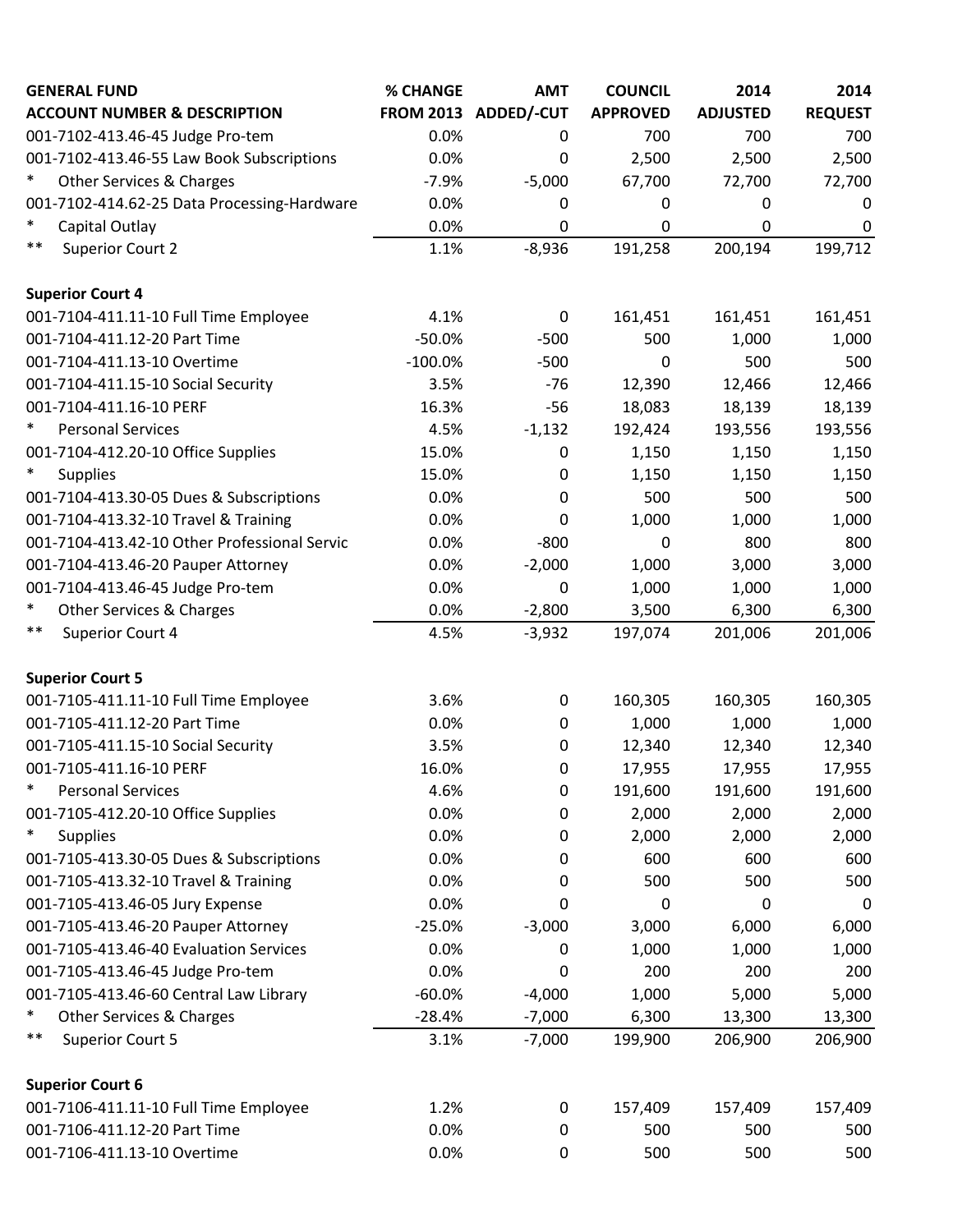| GENERAL FUND ACCOUNT NUMBER & DESCRIPTION | % CHANGE FROM 2013 | AMT ADDED/-CUT | COUNCIL APPROVED | 2014 ADJUSTED | 2014 REQUEST |
|---|---|---|---|---|---|
| 001-7102-413.46-45 Judge Pro-tem | 0.0% | 0 | 700 | 700 | 700 |
| 001-7102-413.46-55 Law Book Subscriptions | 0.0% | 0 | 2,500 | 2,500 | 2,500 |
| * Other Services & Charges | -7.9% | -5,000 | 67,700 | 72,700 | 72,700 |
| 001-7102-414.62-25 Data Processing-Hardware | 0.0% | 0 | 0 | 0 | 0 |
| * Capital Outlay | 0.0% | 0 | 0 | 0 | 0 |
| ** Superior Court 2 | 1.1% | -8,936 | 191,258 | 200,194 | 199,712 |
| **Superior Court 4** | | | | | |
| 001-7104-411.11-10 Full Time Employee | 4.1% | 0 | 161,451 | 161,451 | 161,451 |
| 001-7104-411.12-20 Part Time | -50.0% | -500 | 500 | 1,000 | 1,000 |
| 001-7104-411.13-10 Overtime | -100.0% | -500 | 0 | 500 | 500 |
| 001-7104-411.15-10 Social Security | 3.5% | -76 | 12,390 | 12,466 | 12,466 |
| 001-7104-411.16-10 PERF | 16.3% | -56 | 18,083 | 18,139 | 18,139 |
| * Personal Services | 4.5% | -1,132 | 192,424 | 193,556 | 193,556 |
| 001-7104-412.20-10 Office Supplies | 15.0% | 0 | 1,150 | 1,150 | 1,150 |
| * Supplies | 15.0% | 0 | 1,150 | 1,150 | 1,150 |
| 001-7104-413.30-05 Dues & Subscriptions | 0.0% | 0 | 500 | 500 | 500 |
| 001-7104-413.32-10 Travel & Training | 0.0% | 0 | 1,000 | 1,000 | 1,000 |
| 001-7104-413.42-10 Other Professional Servic | 0.0% | -800 | 0 | 800 | 800 |
| 001-7104-413.46-20 Pauper Attorney | 0.0% | -2,000 | 1,000 | 3,000 | 3,000 |
| 001-7104-413.46-45 Judge Pro-tem | 0.0% | 0 | 1,000 | 1,000 | 1,000 |
| * Other Services & Charges | 0.0% | -2,800 | 3,500 | 6,300 | 6,300 |
| ** Superior Court 4 | 4.5% | -3,932 | 197,074 | 201,006 | 201,006 |
| **Superior Court 5** | | | | | |
| 001-7105-411.11-10 Full Time Employee | 3.6% | 0 | 160,305 | 160,305 | 160,305 |
| 001-7105-411.12-20 Part Time | 0.0% | 0 | 1,000 | 1,000 | 1,000 |
| 001-7105-411.15-10 Social Security | 3.5% | 0 | 12,340 | 12,340 | 12,340 |
| 001-7105-411.16-10 PERF | 16.0% | 0 | 17,955 | 17,955 | 17,955 |
| * Personal Services | 4.6% | 0 | 191,600 | 191,600 | 191,600 |
| 001-7105-412.20-10 Office Supplies | 0.0% | 0 | 2,000 | 2,000 | 2,000 |
| * Supplies | 0.0% | 0 | 2,000 | 2,000 | 2,000 |
| 001-7105-413.30-05 Dues & Subscriptions | 0.0% | 0 | 600 | 600 | 600 |
| 001-7105-413.32-10 Travel & Training | 0.0% | 0 | 500 | 500 | 500 |
| 001-7105-413.46-05 Jury Expense | 0.0% | 0 | 0 | 0 | 0 |
| 001-7105-413.46-20 Pauper Attorney | -25.0% | -3,000 | 3,000 | 6,000 | 6,000 |
| 001-7105-413.46-40 Evaluation Services | 0.0% | 0 | 1,000 | 1,000 | 1,000 |
| 001-7105-413.46-45 Judge Pro-tem | 0.0% | 0 | 200 | 200 | 200 |
| 001-7105-413.46-60 Central Law Library | -60.0% | -4,000 | 1,000 | 5,000 | 5,000 |
| * Other Services & Charges | -28.4% | -7,000 | 6,300 | 13,300 | 13,300 |
| ** Superior Court 5 | 3.1% | -7,000 | 199,900 | 206,900 | 206,900 |
| **Superior Court 6** | | | | | |
| 001-7106-411.11-10 Full Time Employee | 1.2% | 0 | 157,409 | 157,409 | 157,409 |
| 001-7106-411.12-20 Part Time | 0.0% | 0 | 500 | 500 | 500 |
| 001-7106-411.13-10 Overtime | 0.0% | 0 | 500 | 500 | 500 |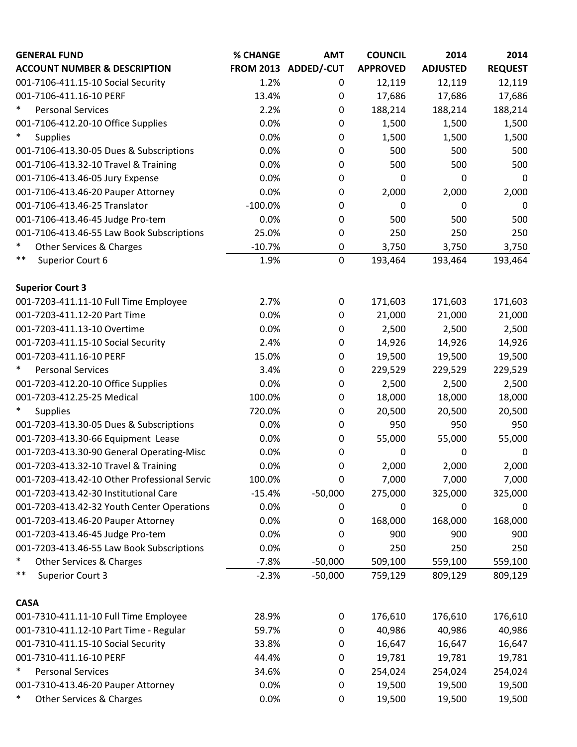| GENERAL FUND<br>ACCOUNT NUMBER & DESCRIPTION | % CHANGE<br>FROM 2013 | AMT<br>ADDED/-CUT | COUNCIL<br>APPROVED | 2014<br>ADJUSTED | 2014<br>REQUEST |
|---|---|---|---|---|---|
| 001-7106-411.15-10 Social Security | 1.2% | 0 | 12,119 | 12,119 | 12,119 |
| 001-7106-411.16-10 PERF | 13.4% | 0 | 17,686 | 17,686 | 17,686 |
| * Personal Services | 2.2% | 0 | 188,214 | 188,214 | 188,214 |
| 001-7106-412.20-10 Office Supplies | 0.0% | 0 | 1,500 | 1,500 | 1,500 |
| * Supplies | 0.0% | 0 | 1,500 | 1,500 | 1,500 |
| 001-7106-413.30-05 Dues & Subscriptions | 0.0% | 0 | 500 | 500 | 500 |
| 001-7106-413.32-10 Travel & Training | 0.0% | 0 | 500 | 500 | 500 |
| 001-7106-413.46-05 Jury Expense | 0.0% | 0 | 0 | 0 | 0 |
| 001-7106-413.46-20 Pauper Attorney | 0.0% | 0 | 2,000 | 2,000 | 2,000 |
| 001-7106-413.46-25 Translator | -100.0% | 0 | 0 | 0 | 0 |
| 001-7106-413.46-45 Judge Pro-tem | 0.0% | 0 | 500 | 500 | 500 |
| 001-7106-413.46-55 Law Book Subscriptions | 25.0% | 0 | 250 | 250 | 250 |
| * Other Services & Charges | -10.7% | 0 | 3,750 | 3,750 | 3,750 |
| ** Superior Court 6 | 1.9% | 0 | 193,464 | 193,464 | 193,464 |
| | | | | | |
| **Superior Court 3** | | | | | |
| 001-7203-411.11-10 Full Time Employee | 2.7% | 0 | 171,603 | 171,603 | 171,603 |
| 001-7203-411.12-20 Part Time | 0.0% | 0 | 21,000 | 21,000 | 21,000 |
| 001-7203-411.13-10 Overtime | 0.0% | 0 | 2,500 | 2,500 | 2,500 |
| 001-7203-411.15-10 Social Security | 2.4% | 0 | 14,926 | 14,926 | 14,926 |
| 001-7203-411.16-10 PERF | 15.0% | 0 | 19,500 | 19,500 | 19,500 |
| * Personal Services | 3.4% | 0 | 229,529 | 229,529 | 229,529 |
| 001-7203-412.20-10 Office Supplies | 0.0% | 0 | 2,500 | 2,500 | 2,500 |
| 001-7203-412.25-25 Medical | 100.0% | 0 | 18,000 | 18,000 | 18,000 |
| * Supplies | 720.0% | 0 | 20,500 | 20,500 | 20,500 |
| 001-7203-413.30-05 Dues & Subscriptions | 0.0% | 0 | 950 | 950 | 950 |
| 001-7203-413.30-66 Equipment Lease | 0.0% | 0 | 55,000 | 55,000 | 55,000 |
| 001-7203-413.30-90 General Operating-Misc | 0.0% | 0 | 0 | 0 | 0 |
| 001-7203-413.32-10 Travel & Training | 0.0% | 0 | 2,000 | 2,000 | 2,000 |
| 001-7203-413.42-10 Other Professional Servic | 100.0% | 0 | 7,000 | 7,000 | 7,000 |
| 001-7203-413.42-30 Institutional Care | -15.4% | -50,000 | 275,000 | 325,000 | 325,000 |
| 001-7203-413.42-32 Youth Center Operations | 0.0% | 0 | 0 | 0 | 0 |
| 001-7203-413.46-20 Pauper Attorney | 0.0% | 0 | 168,000 | 168,000 | 168,000 |
| 001-7203-413.46-45 Judge Pro-tem | 0.0% | 0 | 900 | 900 | 900 |
| 001-7203-413.46-55 Law Book Subscriptions | 0.0% | 0 | 250 | 250 | 250 |
| * Other Services & Charges | -7.8% | -50,000 | 509,100 | 559,100 | 559,100 |
| ** Superior Court 3 | -2.3% | -50,000 | 759,129 | 809,129 | 809,129 |
| | | | | | |
| **CASA** | | | | | |
| 001-7310-411.11-10 Full Time Employee | 28.9% | 0 | 176,610 | 176,610 | 176,610 |
| 001-7310-411.12-10 Part Time - Regular | 59.7% | 0 | 40,986 | 40,986 | 40,986 |
| 001-7310-411.15-10 Social Security | 33.8% | 0 | 16,647 | 16,647 | 16,647 |
| 001-7310-411.16-10 PERF | 44.4% | 0 | 19,781 | 19,781 | 19,781 |
| * Personal Services | 34.6% | 0 | 254,024 | 254,024 | 254,024 |
| 001-7310-413.46-20 Pauper Attorney | 0.0% | 0 | 19,500 | 19,500 | 19,500 |
| * Other Services & Charges | 0.0% | 0 | 19,500 | 19,500 | 19,500 |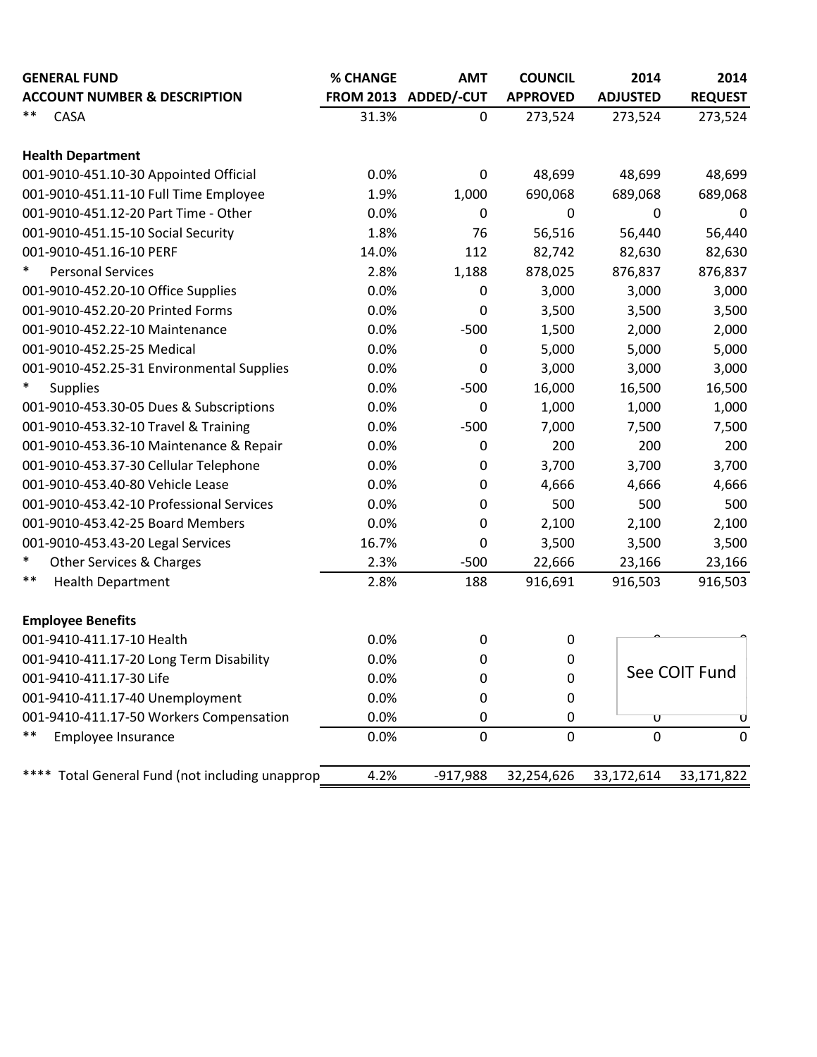| GENERAL FUND<br>ACCOUNT NUMBER & DESCRIPTION | % CHANGE<br>FROM 2013 | AMT<br>ADDED/-CUT | COUNCIL<br>APPROVED | 2014<br>ADJUSTED | 2014<br>REQUEST |
|---|---|---|---|---|---|
| ** CASA | 31.3% | 0 | 273,524 | 273,524 | 273,524 |
| | | | | | |
| **Health Department** | | | | | |
| 001-9010-451.10-30 Appointed Official | 0.0% | 0 | 48,699 | 48,699 | 48,699 |
| 001-9010-451.11-10 Full Time Employee | 1.9% | 1,000 | 690,068 | 689,068 | 689,068 |
| 001-9010-451.12-20 Part Time - Other | 0.0% | 0 | 0 | 0 | 0 |
| 001-9010-451.15-10 Social Security | 1.8% | 76 | 56,516 | 56,440 | 56,440 |
| 001-9010-451.16-10 PERF | 14.0% | 112 | 82,742 | 82,630 | 82,630 |
| * Personal Services | 2.8% | 1,188 | 878,025 | 876,837 | 876,837 |
| 001-9010-452.20-10 Office Supplies | 0.0% | 0 | 3,000 | 3,000 | 3,000 |
| 001-9010-452.20-20 Printed Forms | 0.0% | 0 | 3,500 | 3,500 | 3,500 |
| 001-9010-452.22-10 Maintenance | 0.0% | -500 | 1,500 | 2,000 | 2,000 |
| 001-9010-452.25-25 Medical | 0.0% | 0 | 5,000 | 5,000 | 5,000 |
| 001-9010-452.25-31 Environmental Supplies | 0.0% | 0 | 3,000 | 3,000 | 3,000 |
| * Supplies | 0.0% | -500 | 16,000 | 16,500 | 16,500 |
| 001-9010-453.30-05 Dues & Subscriptions | 0.0% | 0 | 1,000 | 1,000 | 1,000 |
| 001-9010-453.32-10 Travel & Training | 0.0% | -500 | 7,000 | 7,500 | 7,500 |
| 001-9010-453.36-10 Maintenance & Repair | 0.0% | 0 | 200 | 200 | 200 |
| 001-9010-453.37-30 Cellular Telephone | 0.0% | 0 | 3,700 | 3,700 | 3,700 |
| 001-9010-453.40-80 Vehicle Lease | 0.0% | 0 | 4,666 | 4,666 | 4,666 |
| 001-9010-453.42-10 Professional Services | 0.0% | 0 | 500 | 500 | 500 |
| 001-9010-453.42-25 Board Members | 0.0% | 0 | 2,100 | 2,100 | 2,100 |
| 001-9010-453.43-20 Legal Services | 16.7% | 0 | 3,500 | 3,500 | 3,500 |
| * Other Services & Charges | 2.3% | -500 | 22,666 | 23,166 | 23,166 |
| ** Health Department | 2.8% | 188 | 916,691 | 916,503 | 916,503 |
| | | | | | |
| **Employee Benefits** | | | | | |
| 001-9410-411.17-10 Health | 0.0% | 0 | 0 | See COIT Fund | |
| 001-9410-411.17-20 Long Term Disability | 0.0% | 0 | 0 | | |
| 001-9410-411.17-30 Life | 0.0% | 0 | 0 | | |
| 001-9410-411.17-40 Unemployment | 0.0% | 0 | 0 | | |
| 001-9410-411.17-50 Workers Compensation | 0.0% | 0 | 0 | 0 | 0 |
| ** Employee Insurance | 0.0% | 0 | 0 | 0 | 0 |
| | | | | | |
| **** Total General Fund (not including unapprop | 4.2% | -917,988 | 32,254,626 | 33,172,614 | 33,171,822 |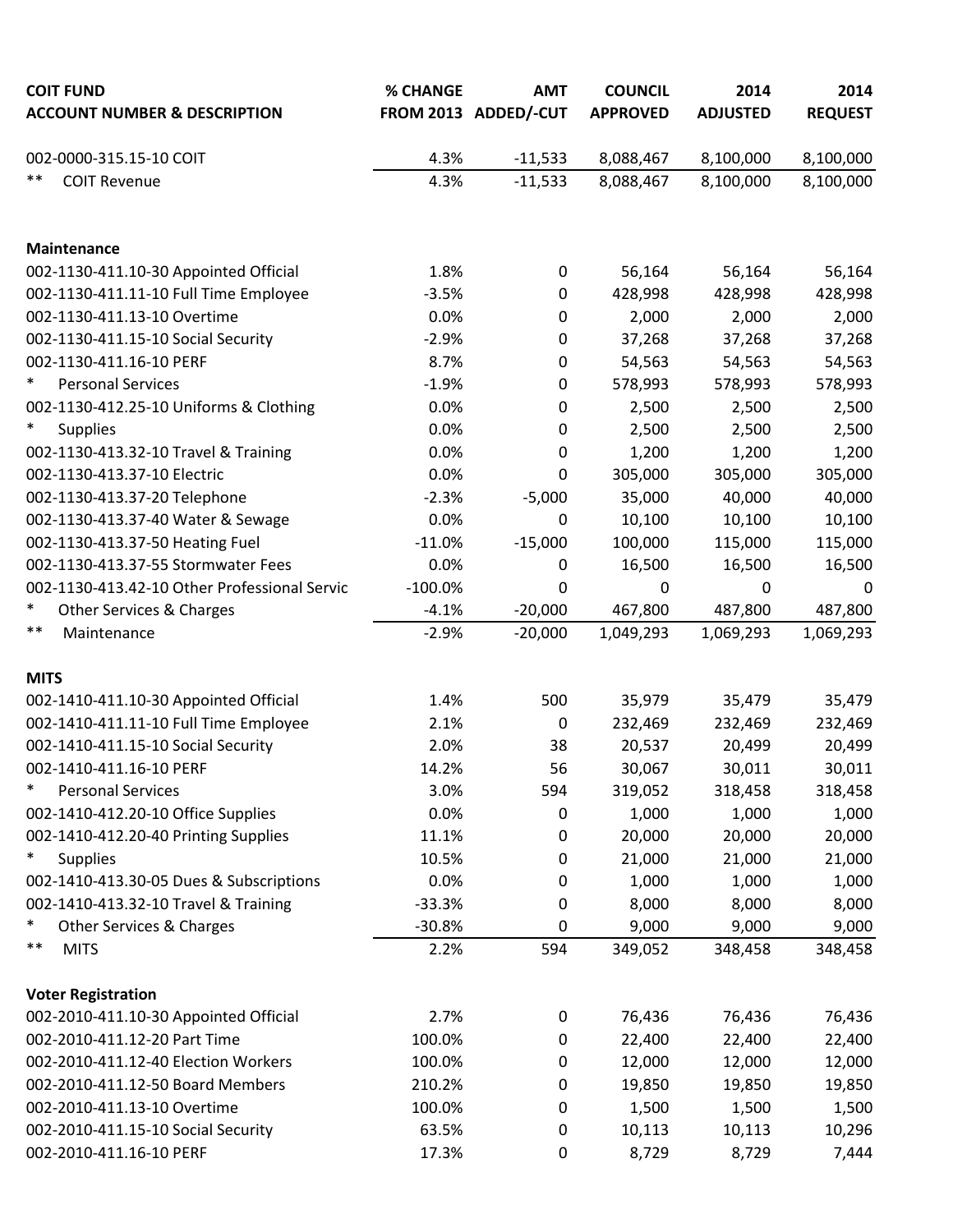| COIT FUND<br>ACCOUNT NUMBER & DESCRIPTION | % CHANGE<br>FROM 2013 | AMT<br>ADDED/-CUT | COUNCIL<br>APPROVED | 2014<br>ADJUSTED | 2014<br>REQUEST |
|---|---|---|---|---|---|
| 002-0000-315.15-10 COIT | 4.3% | -11,533 | 8,088,467 | 8,100,000 | 8,100,000 |
| ** COIT Revenue | 4.3% | -11,533 | 8,088,467 | 8,100,000 | 8,100,000 |
| | | | | | |
| **Maintenance** | | | | | |
| 002-1130-411.10-30 Appointed Official | 1.8% | 0 | 56,164 | 56,164 | 56,164 |
| 002-1130-411.11-10 Full Time Employee | -3.5% | 0 | 428,998 | 428,998 | 428,998 |
| 002-1130-411.13-10 Overtime | 0.0% | 0 | 2,000 | 2,000 | 2,000 |
| 002-1130-411.15-10 Social Security | -2.9% | 0 | 37,268 | 37,268 | 37,268 |
| 002-1130-411.16-10 PERF | 8.7% | 0 | 54,563 | 54,563 | 54,563 |
| * Personal Services | -1.9% | 0 | 578,993 | 578,993 | 578,993 |
| 002-1130-412.25-10 Uniforms & Clothing | 0.0% | 0 | 2,500 | 2,500 | 2,500 |
| * Supplies | 0.0% | 0 | 2,500 | 2,500 | 2,500 |
| 002-1130-413.32-10 Travel & Training | 0.0% | 0 | 1,200 | 1,200 | 1,200 |
| 002-1130-413.37-10 Electric | 0.0% | 0 | 305,000 | 305,000 | 305,000 |
| 002-1130-413.37-20 Telephone | -2.3% | -5,000 | 35,000 | 40,000 | 40,000 |
| 002-1130-413.37-40 Water & Sewage | 0.0% | 0 | 10,100 | 10,100 | 10,100 |
| 002-1130-413.37-50 Heating Fuel | -11.0% | -15,000 | 100,000 | 115,000 | 115,000 |
| 002-1130-413.37-55 Stormwater Fees | 0.0% | 0 | 16,500 | 16,500 | 16,500 |
| 002-1130-413.42-10 Other Professional Servic | -100.0% | 0 | 0 | 0 | 0 |
| * Other Services & Charges | -4.1% | -20,000 | 467,800 | 487,800 | 487,800 |
| ** Maintenance | -2.9% | -20,000 | 1,049,293 | 1,069,293 | 1,069,293 |
| | | | | | |
| **MITS** | | | | | |
| 002-1410-411.10-30 Appointed Official | 1.4% | 500 | 35,979 | 35,479 | 35,479 |
| 002-1410-411.11-10 Full Time Employee | 2.1% | 0 | 232,469 | 232,469 | 232,469 |
| 002-1410-411.15-10 Social Security | 2.0% | 38 | 20,537 | 20,499 | 20,499 |
| 002-1410-411.16-10 PERF | 14.2% | 56 | 30,067 | 30,011 | 30,011 |
| * Personal Services | 3.0% | 594 | 319,052 | 318,458 | 318,458 |
| 002-1410-412.20-10 Office Supplies | 0.0% | 0 | 1,000 | 1,000 | 1,000 |
| 002-1410-412.20-40 Printing Supplies | 11.1% | 0 | 20,000 | 20,000 | 20,000 |
| * Supplies | 10.5% | 0 | 21,000 | 21,000 | 21,000 |
| 002-1410-413.30-05 Dues & Subscriptions | 0.0% | 0 | 1,000 | 1,000 | 1,000 |
| 002-1410-413.32-10 Travel & Training | -33.3% | 0 | 8,000 | 8,000 | 8,000 |
| * Other Services & Charges | -30.8% | 0 | 9,000 | 9,000 | 9,000 |
| ** MITS | 2.2% | 594 | 349,052 | 348,458 | 348,458 |
| | | | | | |
| **Voter Registration** | | | | | |
| 002-2010-411.10-30 Appointed Official | 2.7% | 0 | 76,436 | 76,436 | 76,436 |
| 002-2010-411.12-20 Part Time | 100.0% | 0 | 22,400 | 22,400 | 22,400 |
| 002-2010-411.12-40 Election Workers | 100.0% | 0 | 12,000 | 12,000 | 12,000 |
| 002-2010-411.12-50 Board Members | 210.2% | 0 | 19,850 | 19,850 | 19,850 |
| 002-2010-411.13-10 Overtime | 100.0% | 0 | 1,500 | 1,500 | 1,500 |
| 002-2010-411.15-10 Social Security | 63.5% | 0 | 10,113 | 10,113 | 10,296 |
| 002-2010-411.16-10 PERF | 17.3% | 0 | 8,729 | 8,729 | 7,444 |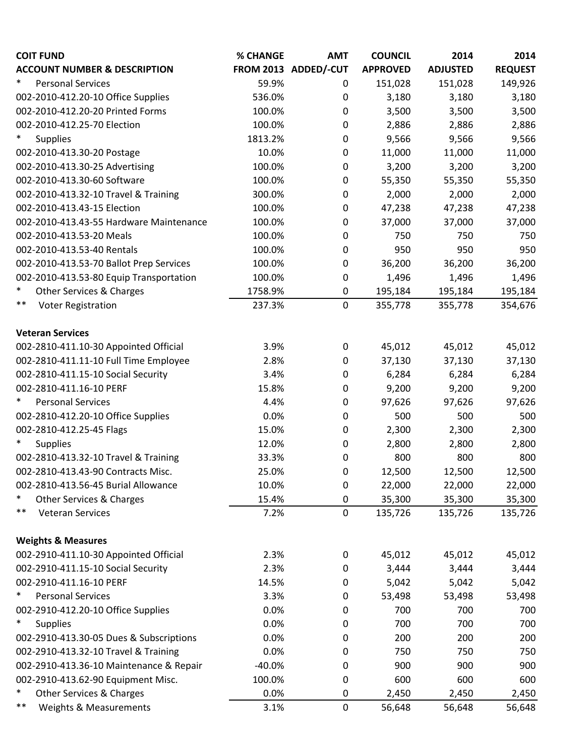| COIT FUND<br>ACCOUNT NUMBER & DESCRIPTION | % CHANGE<br>FROM 2013 | AMT<br>ADDED/-CUT | COUNCIL<br>APPROVED | 2014<br>ADJUSTED | 2014<br>REQUEST |
|---|---|---|---|---|---|
| * Personal Services | 59.9% | 0 | 151,028 | 151,028 | 149,926 |
| 002-2010-412.20-10 Office Supplies | 536.0% | 0 | 3,180 | 3,180 | 3,180 |
| 002-2010-412.20-20 Printed Forms | 100.0% | 0 | 3,500 | 3,500 | 3,500 |
| 002-2010-412.25-70 Election | 100.0% | 0 | 2,886 | 2,886 | 2,886 |
| * Supplies | 1813.2% | 0 | 9,566 | 9,566 | 9,566 |
| 002-2010-413.30-20 Postage | 10.0% | 0 | 11,000 | 11,000 | 11,000 |
| 002-2010-413.30-25 Advertising | 100.0% | 0 | 3,200 | 3,200 | 3,200 |
| 002-2010-413.30-60 Software | 100.0% | 0 | 55,350 | 55,350 | 55,350 |
| 002-2010-413.32-10 Travel & Training | 300.0% | 0 | 2,000 | 2,000 | 2,000 |
| 002-2010-413.43-15 Election | 100.0% | 0 | 47,238 | 47,238 | 47,238 |
| 002-2010-413.43-55 Hardware Maintenance | 100.0% | 0 | 37,000 | 37,000 | 37,000 |
| 002-2010-413.53-20 Meals | 100.0% | 0 | 750 | 750 | 750 |
| 002-2010-413.53-40 Rentals | 100.0% | 0 | 950 | 950 | 950 |
| 002-2010-413.53-70 Ballot Prep Services | 100.0% | 0 | 36,200 | 36,200 | 36,200 |
| 002-2010-413.53-80 Equip Transportation | 100.0% | 0 | 1,496 | 1,496 | 1,496 |
| * Other Services & Charges | 1758.9% | 0 | 195,184 | 195,184 | 195,184 |
| ** Voter Registration | 237.3% | 0 | 355,778 | 355,778 | 354,676 |
| | | | | | |
| **Veteran Services** | | | | | |
| 002-2810-411.10-30 Appointed Official | 3.9% | 0 | 45,012 | 45,012 | 45,012 |
| 002-2810-411.11-10 Full Time Employee | 2.8% | 0 | 37,130 | 37,130 | 37,130 |
| 002-2810-411.15-10 Social Security | 3.4% | 0 | 6,284 | 6,284 | 6,284 |
| 002-2810-411.16-10 PERF | 15.8% | 0 | 9,200 | 9,200 | 9,200 |
| * Personal Services | 4.4% | 0 | 97,626 | 97,626 | 97,626 |
| 002-2810-412.20-10 Office Supplies | 0.0% | 0 | 500 | 500 | 500 |
| 002-2810-412.25-45 Flags | 15.0% | 0 | 2,300 | 2,300 | 2,300 |
| * Supplies | 12.0% | 0 | 2,800 | 2,800 | 2,800 |
| 002-2810-413.32-10 Travel & Training | 33.3% | 0 | 800 | 800 | 800 |
| 002-2810-413.43-90 Contracts Misc. | 25.0% | 0 | 12,500 | 12,500 | 12,500 |
| 002-2810-413.56-45 Burial Allowance | 10.0% | 0 | 22,000 | 22,000 | 22,000 |
| * Other Services & Charges | 15.4% | 0 | 35,300 | 35,300 | 35,300 |
| ** Veteran Services | 7.2% | 0 | 135,726 | 135,726 | 135,726 |
| | | | | | |
| **Weights & Measures** | | | | | |
| 002-2910-411.10-30 Appointed Official | 2.3% | 0 | 45,012 | 45,012 | 45,012 |
| 002-2910-411.15-10 Social Security | 2.3% | 0 | 3,444 | 3,444 | 3,444 |
| 002-2910-411.16-10 PERF | 14.5% | 0 | 5,042 | 5,042 | 5,042 |
| * Personal Services | 3.3% | 0 | 53,498 | 53,498 | 53,498 |
| 002-2910-412.20-10 Office Supplies | 0.0% | 0 | 700 | 700 | 700 |
| * Supplies | 0.0% | 0 | 700 | 700 | 700 |
| 002-2910-413.30-05 Dues & Subscriptions | 0.0% | 0 | 200 | 200 | 200 |
| 002-2910-413.32-10 Travel & Training | 0.0% | 0 | 750 | 750 | 750 |
| 002-2910-413.36-10 Maintenance & Repair | -40.0% | 0 | 900 | 900 | 900 |
| 002-2910-413.62-90 Equipment Misc. | 100.0% | 0 | 600 | 600 | 600 |
| * Other Services & Charges | 0.0% | 0 | 2,450 | 2,450 | 2,450 |
| ** Weights & Measurements | 3.1% | 0 | 56,648 | 56,648 | 56,648 |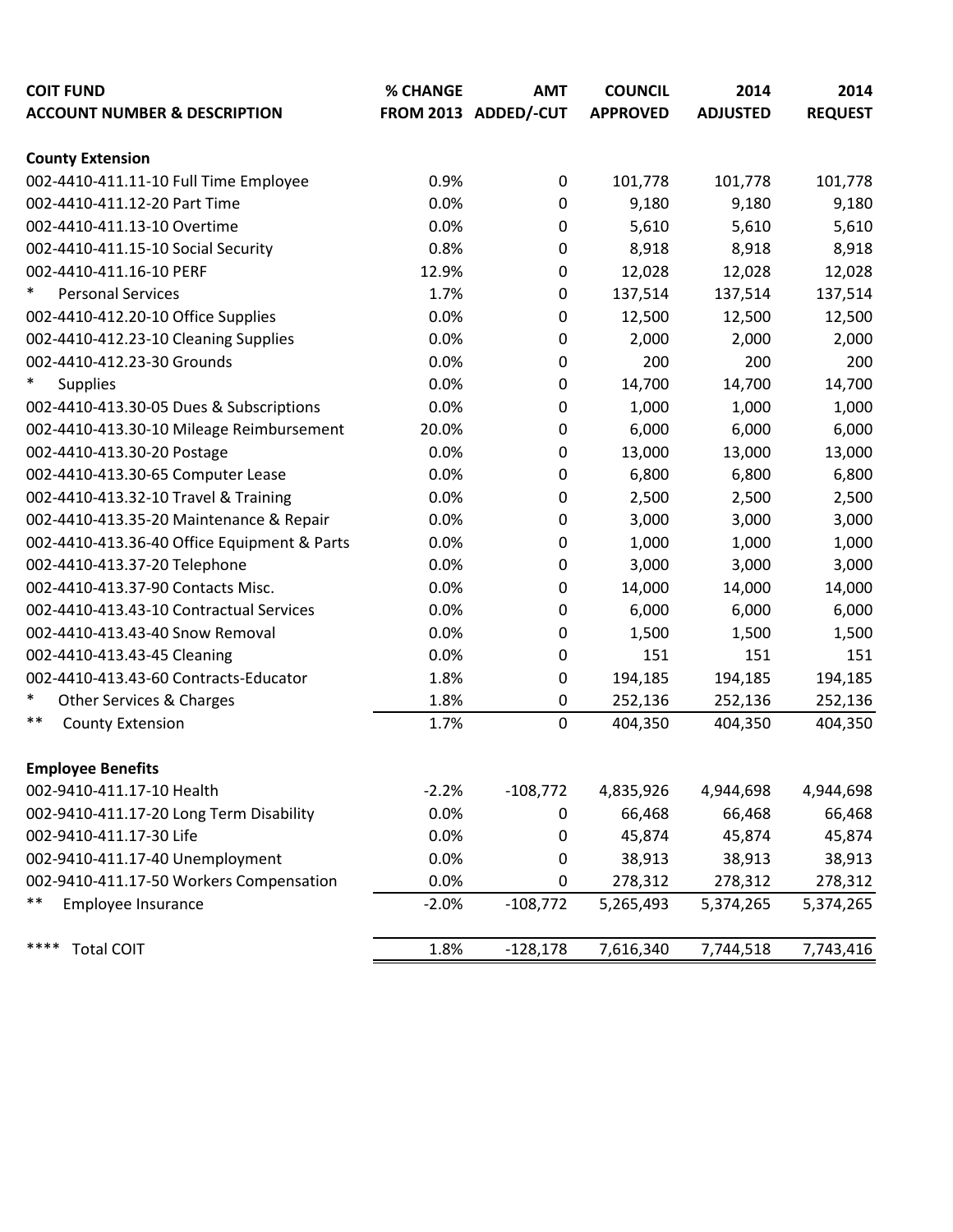| COIT FUND<br>ACCOUNT NUMBER & DESCRIPTION | % CHANGE<br>FROM 2013 | AMT<br>ADDED/-CUT | COUNCIL<br>APPROVED | 2014<br>ADJUSTED | 2014<br>REQUEST |
|---|---|---|---|---|---|
| **County Extension** | | | | | |
| 002-4410-411.11-10 Full Time Employee | 0.9% | 0 | 101,778 | 101,778 | 101,778 |
| 002-4410-411.12-20 Part Time | 0.0% | 0 | 9,180 | 9,180 | 9,180 |
| 002-4410-411.13-10 Overtime | 0.0% | 0 | 5,610 | 5,610 | 5,610 |
| 002-4410-411.15-10 Social Security | 0.8% | 0 | 8,918 | 8,918 | 8,918 |
| 002-4410-411.16-10 PERF | 12.9% | 0 | 12,028 | 12,028 | 12,028 |
| * Personal Services | 1.7% | 0 | 137,514 | 137,514 | 137,514 |
| 002-4410-412.20-10 Office Supplies | 0.0% | 0 | 12,500 | 12,500 | 12,500 |
| 002-4410-412.23-10 Cleaning Supplies | 0.0% | 0 | 2,000 | 2,000 | 2,000 |
| 002-4410-412.23-30 Grounds | 0.0% | 0 | 200 | 200 | 200 |
| * Supplies | 0.0% | 0 | 14,700 | 14,700 | 14,700 |
| 002-4410-413.30-05 Dues & Subscriptions | 0.0% | 0 | 1,000 | 1,000 | 1,000 |
| 002-4410-413.30-10 Mileage Reimbursement | 20.0% | 0 | 6,000 | 6,000 | 6,000 |
| 002-4410-413.30-20 Postage | 0.0% | 0 | 13,000 | 13,000 | 13,000 |
| 002-4410-413.30-65 Computer Lease | 0.0% | 0 | 6,800 | 6,800 | 6,800 |
| 002-4410-413.32-10 Travel & Training | 0.0% | 0 | 2,500 | 2,500 | 2,500 |
| 002-4410-413.35-20 Maintenance & Repair | 0.0% | 0 | 3,000 | 3,000 | 3,000 |
| 002-4410-413.36-40 Office Equipment & Parts | 0.0% | 0 | 1,000 | 1,000 | 1,000 |
| 002-4410-413.37-20 Telephone | 0.0% | 0 | 3,000 | 3,000 | 3,000 |
| 002-4410-413.37-90 Contacts Misc. | 0.0% | 0 | 14,000 | 14,000 | 14,000 |
| 002-4410-413.43-10 Contractual Services | 0.0% | 0 | 6,000 | 6,000 | 6,000 |
| 002-4410-413.43-40 Snow Removal | 0.0% | 0 | 1,500 | 1,500 | 1,500 |
| 002-4410-413.43-45 Cleaning | 0.0% | 0 | 151 | 151 | 151 |
| 002-4410-413.43-60 Contracts-Educator | 1.8% | 0 | 194,185 | 194,185 | 194,185 |
| * Other Services & Charges | 1.8% | 0 | 252,136 | 252,136 | 252,136 |
| ** County Extension | 1.7% | 0 | 404,350 | 404,350 | 404,350 |
| **Employee Benefits** | | | | | |
| 002-9410-411.17-10 Health | -2.2% | -108,772 | 4,835,926 | 4,944,698 | 4,944,698 |
| 002-9410-411.17-20 Long Term Disability | 0.0% | 0 | 66,468 | 66,468 | 66,468 |
| 002-9410-411.17-30 Life | 0.0% | 0 | 45,874 | 45,874 | 45,874 |
| 002-9410-411.17-40 Unemployment | 0.0% | 0 | 38,913 | 38,913 | 38,913 |
| 002-9410-411.17-50 Workers Compensation | 0.0% | 0 | 278,312 | 278,312 | 278,312 |
| ** Employee Insurance | -2.0% | -108,772 | 5,265,493 | 5,374,265 | 5,374,265 |
| **** Total COIT | 1.8% | -128,178 | 7,616,340 | 7,744,518 | 7,743,416 |